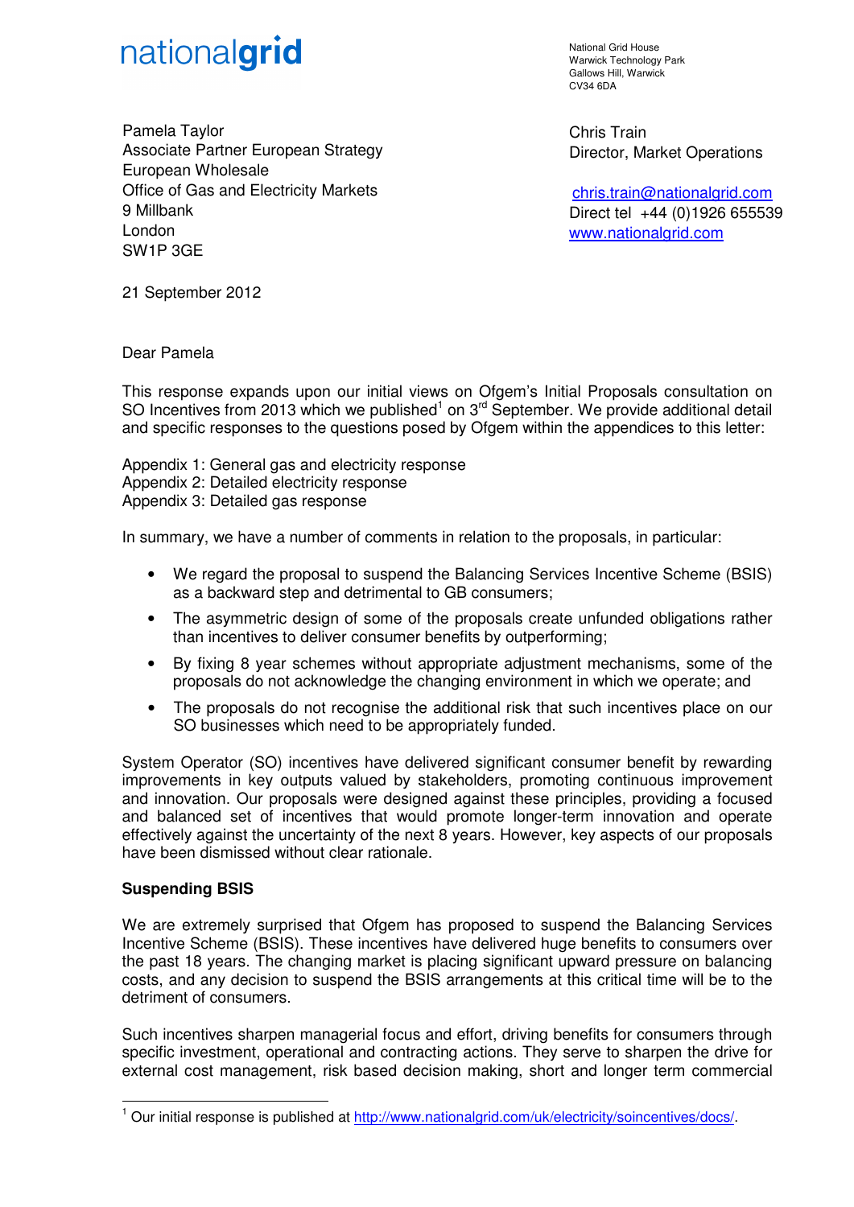nationalgrid

National Grid House
Warwick Technology Park
Gallows Hill, Warwick
CV34 6DA

Pamela Taylor
Associate Partner European Strategy
European Wholesale
Office of Gas and Electricity Markets
9 Millbank
London
SW1P 3GE

Chris Train
Director, Market Operations

chris.train@nationalgrid.com
Direct tel +44 (0)1926 655539
www.nationalgrid.com

21 September 2012

Dear Pamela

This response expands upon our initial views on Ofgem's Initial Proposals consultation on SO Incentives from 2013 which we published[1] on 3rd September. We provide additional detail and specific responses to the questions posed by Ofgem within the appendices to this letter:

Appendix 1: General gas and electricity response
Appendix 2: Detailed electricity response
Appendix 3: Detailed gas response

In summary, we have a number of comments in relation to the proposals, in particular:

- We regard the proposal to suspend the Balancing Services Incentive Scheme (BSIS) as a backward step and detrimental to GB consumers;
- The asymmetric design of some of the proposals create unfunded obligations rather than incentives to deliver consumer benefits by outperforming;
- By fixing 8 year schemes without appropriate adjustment mechanisms, some of the proposals do not acknowledge the changing environment in which we operate; and
- The proposals do not recognise the additional risk that such incentives place on our SO businesses which need to be appropriately funded.

System Operator (SO) incentives have delivered significant consumer benefit by rewarding improvements in key outputs valued by stakeholders, promoting continuous improvement and innovation. Our proposals were designed against these principles, providing a focused and balanced set of incentives that would promote longer-term innovation and operate effectively against the uncertainty of the next 8 years. However, key aspects of our proposals have been dismissed without clear rationale.

**Suspending BSIS**

We are extremely surprised that Ofgem has proposed to suspend the Balancing Services Incentive Scheme (BSIS). These incentives have delivered huge benefits to consumers over the past 18 years. The changing market is placing significant upward pressure on balancing costs, and any decision to suspend the BSIS arrangements at this critical time will be to the detriment of consumers.

Such incentives sharpen managerial focus and effort, driving benefits for consumers through specific investment, operational and contracting actions. They serve to sharpen the drive for external cost management, risk based decision making, short and longer term commercial

[1] Our initial response is published at http://www.nationalgrid.com/uk/electricity/soincentives/docs/.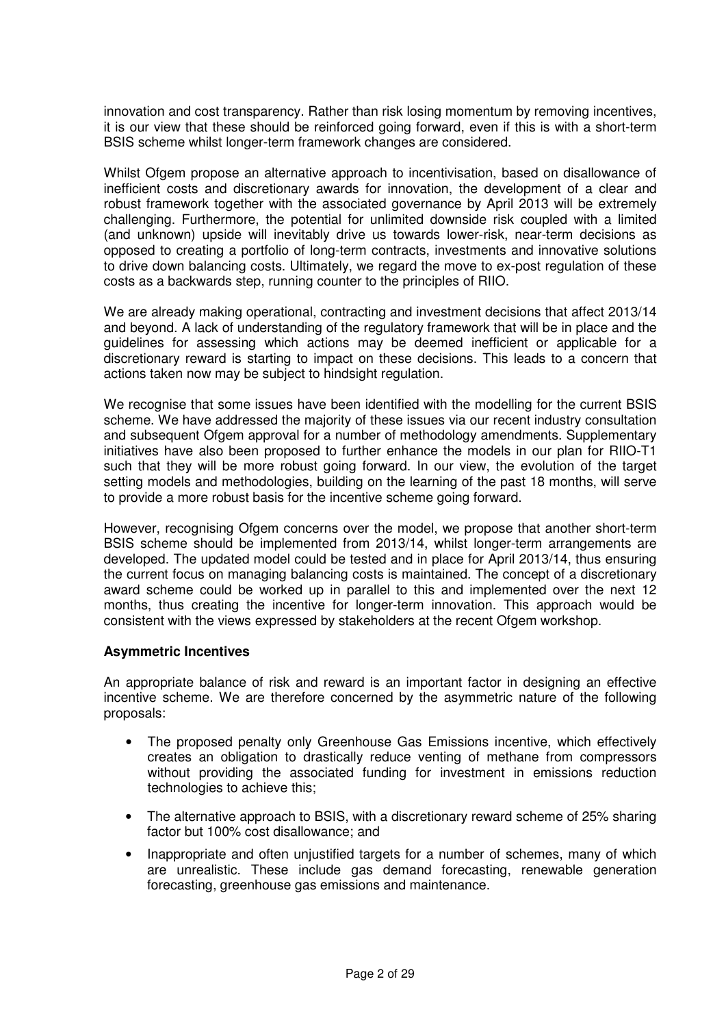innovation and cost transparency. Rather than risk losing momentum by removing incentives, it is our view that these should be reinforced going forward, even if this is with a short-term BSIS scheme whilst longer-term framework changes are considered.

Whilst Ofgem propose an alternative approach to incentivisation, based on disallowance of inefficient costs and discretionary awards for innovation, the development of a clear and robust framework together with the associated governance by April 2013 will be extremely challenging. Furthermore, the potential for unlimited downside risk coupled with a limited (and unknown) upside will inevitably drive us towards lower-risk, near-term decisions as opposed to creating a portfolio of long-term contracts, investments and innovative solutions to drive down balancing costs. Ultimately, we regard the move to ex-post regulation of these costs as a backwards step, running counter to the principles of RIIO.

We are already making operational, contracting and investment decisions that affect 2013/14 and beyond. A lack of understanding of the regulatory framework that will be in place and the guidelines for assessing which actions may be deemed inefficient or applicable for a discretionary reward is starting to impact on these decisions. This leads to a concern that actions taken now may be subject to hindsight regulation.

We recognise that some issues have been identified with the modelling for the current BSIS scheme. We have addressed the majority of these issues via our recent industry consultation and subsequent Ofgem approval for a number of methodology amendments. Supplementary initiatives have also been proposed to further enhance the models in our plan for RIIO-T1 such that they will be more robust going forward. In our view, the evolution of the target setting models and methodologies, building on the learning of the past 18 months, will serve to provide a more robust basis for the incentive scheme going forward.

However, recognising Ofgem concerns over the model, we propose that another short-term BSIS scheme should be implemented from 2013/14, whilst longer-term arrangements are developed. The updated model could be tested and in place for April 2013/14, thus ensuring the current focus on managing balancing costs is maintained. The concept of a discretionary award scheme could be worked up in parallel to this and implemented over the next 12 months, thus creating the incentive for longer-term innovation. This approach would be consistent with the views expressed by stakeholders at the recent Ofgem workshop.

**Asymmetric Incentives**

An appropriate balance of risk and reward is an important factor in designing an effective incentive scheme. We are therefore concerned by the asymmetric nature of the following proposals:

- The proposed penalty only Greenhouse Gas Emissions incentive, which effectively creates an obligation to drastically reduce venting of methane from compressors without providing the associated funding for investment in emissions reduction technologies to achieve this;
- The alternative approach to BSIS, with a discretionary reward scheme of 25% sharing factor but 100% cost disallowance; and
- Inappropriate and often unjustified targets for a number of schemes, many of which are unrealistic. These include gas demand forecasting, renewable generation forecasting, greenhouse gas emissions and maintenance.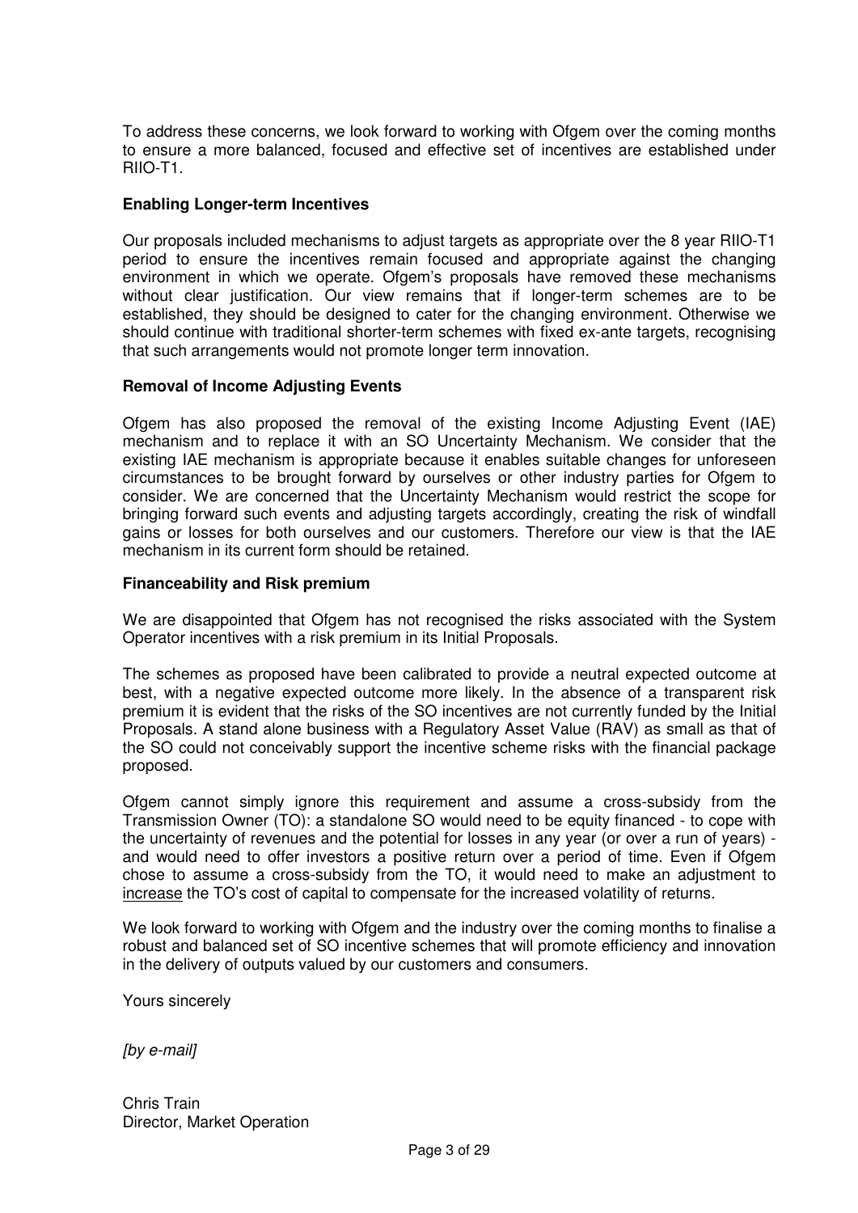To address these concerns, we look forward to working with Ofgem over the coming months to ensure a more balanced, focused and effective set of incentives are established under RIIO-T1.

**Enabling Longer-term Incentives**

Our proposals included mechanisms to adjust targets as appropriate over the 8 year RIIO-T1 period to ensure the incentives remain focused and appropriate against the changing environment in which we operate. Ofgem's proposals have removed these mechanisms without clear justification. Our view remains that if longer-term schemes are to be established, they should be designed to cater for the changing environment. Otherwise we should continue with traditional shorter-term schemes with fixed ex-ante targets, recognising that such arrangements would not promote longer term innovation.

**Removal of Income Adjusting Events**

Ofgem has also proposed the removal of the existing Income Adjusting Event (IAE) mechanism and to replace it with an SO Uncertainty Mechanism. We consider that the existing IAE mechanism is appropriate because it enables suitable changes for unforeseen circumstances to be brought forward by ourselves or other industry parties for Ofgem to consider. We are concerned that the Uncertainty Mechanism would restrict the scope for bringing forward such events and adjusting targets accordingly, creating the risk of windfall gains or losses for both ourselves and our customers. Therefore our view is that the IAE mechanism in its current form should be retained.

**Financeability and Risk premium**

We are disappointed that Ofgem has not recognised the risks associated with the System Operator incentives with a risk premium in its Initial Proposals.

The schemes as proposed have been calibrated to provide a neutral expected outcome at best, with a negative expected outcome more likely. In the absence of a transparent risk premium it is evident that the risks of the SO incentives are not currently funded by the Initial Proposals. A stand alone business with a Regulatory Asset Value (RAV) as small as that of the SO could not conceivably support the incentive scheme risks with the financial package proposed.

Ofgem cannot simply ignore this requirement and assume a cross-subsidy from the Transmission Owner (TO): a standalone SO would need to be equity financed - to cope with the uncertainty of revenues and the potential for losses in any year (or over a run of years) - and would need to offer investors a positive return over a period of time. Even if Ofgem chose to assume a cross-subsidy from the TO, it would need to make an adjustment to increase the TO's cost of capital to compensate for the increased volatility of returns.

We look forward to working with Ofgem and the industry over the coming months to finalise a robust and balanced set of SO incentive schemes that will promote efficiency and innovation in the delivery of outputs valued by our customers and consumers.

Yours sincerely

*[by e-mail]*

Chris Train
Director, Market Operation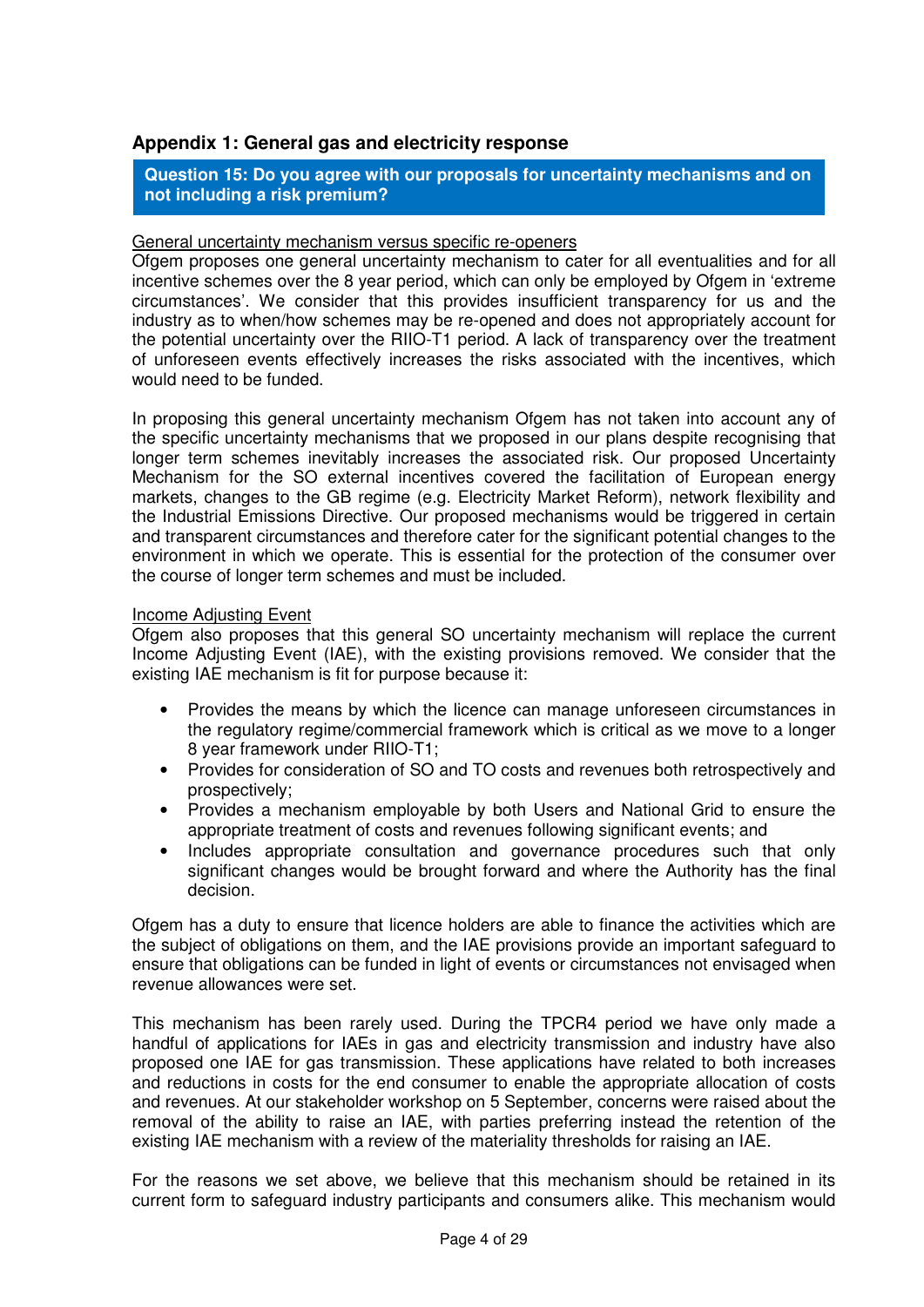## Appendix 1: General gas and electricity response

**Question 15: Do you agree with our proposals for uncertainty mechanisms and on not including a risk premium?**

General uncertainty mechanism versus specific re-openers

Ofgem proposes one general uncertainty mechanism to cater for all eventualities and for all incentive schemes over the 8 year period, which can only be employed by Ofgem in 'extreme circumstances'. We consider that this provides insufficient transparency for us and the industry as to when/how schemes may be re-opened and does not appropriately account for the potential uncertainty over the RIIO-T1 period. A lack of transparency over the treatment of unforeseen events effectively increases the risks associated with the incentives, which would need to be funded.

In proposing this general uncertainty mechanism Ofgem has not taken into account any of the specific uncertainty mechanisms that we proposed in our plans despite recognising that longer term schemes inevitably increases the associated risk. Our proposed Uncertainty Mechanism for the SO external incentives covered the facilitation of European energy markets, changes to the GB regime (e.g. Electricity Market Reform), network flexibility and the Industrial Emissions Directive. Our proposed mechanisms would be triggered in certain and transparent circumstances and therefore cater for the significant potential changes to the environment in which we operate. This is essential for the protection of the consumer over the course of longer term schemes and must be included.

Income Adjusting Event

Ofgem also proposes that this general SO uncertainty mechanism will replace the current Income Adjusting Event (IAE), with the existing provisions removed. We consider that the existing IAE mechanism is fit for purpose because it:

- Provides the means by which the licence can manage unforeseen circumstances in the regulatory regime/commercial framework which is critical as we move to a longer 8 year framework under RIIO-T1;
- Provides for consideration of SO and TO costs and revenues both retrospectively and prospectively;
- Provides a mechanism employable by both Users and National Grid to ensure the appropriate treatment of costs and revenues following significant events; and
- Includes appropriate consultation and governance procedures such that only significant changes would be brought forward and where the Authority has the final decision.

Ofgem has a duty to ensure that licence holders are able to finance the activities which are the subject of obligations on them, and the IAE provisions provide an important safeguard to ensure that obligations can be funded in light of events or circumstances not envisaged when revenue allowances were set.

This mechanism has been rarely used. During the TPCR4 period we have only made a handful of applications for IAEs in gas and electricity transmission and industry have also proposed one IAE for gas transmission. These applications have related to both increases and reductions in costs for the end consumer to enable the appropriate allocation of costs and revenues. At our stakeholder workshop on 5 September, concerns were raised about the removal of the ability to raise an IAE, with parties preferring instead the retention of the existing IAE mechanism with a review of the materiality thresholds for raising an IAE.

For the reasons we set above, we believe that this mechanism should be retained in its current form to safeguard industry participants and consumers alike. This mechanism would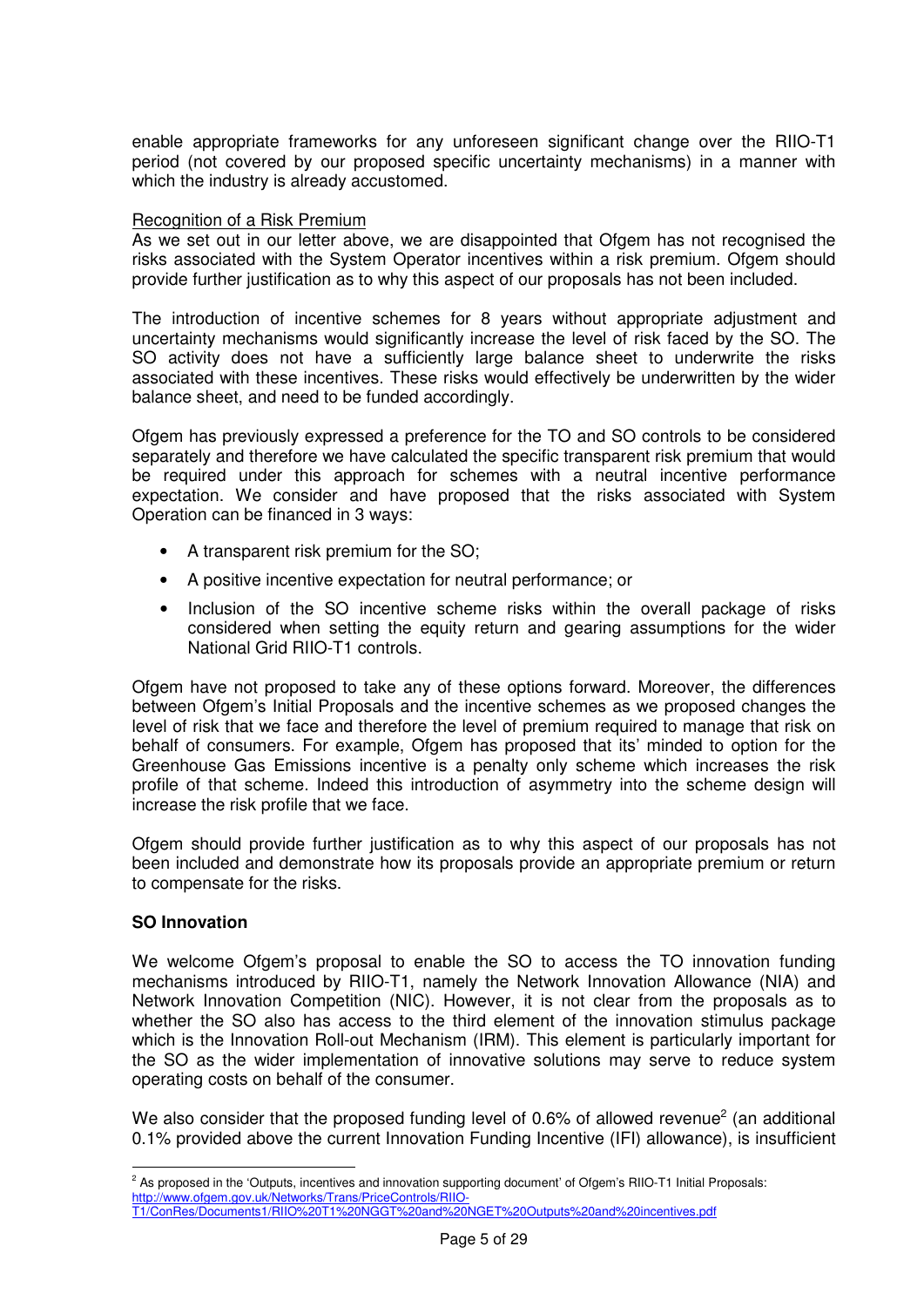enable appropriate frameworks for any unforeseen significant change over the RIIO-T1 period (not covered by our proposed specific uncertainty mechanisms) in a manner with which the industry is already accustomed.

Recognition of a Risk Premium

As we set out in our letter above, we are disappointed that Ofgem has not recognised the risks associated with the System Operator incentives within a risk premium. Ofgem should provide further justification as to why this aspect of our proposals has not been included.

The introduction of incentive schemes for 8 years without appropriate adjustment and uncertainty mechanisms would significantly increase the level of risk faced by the SO. The SO activity does not have a sufficiently large balance sheet to underwrite the risks associated with these incentives. These risks would effectively be underwritten by the wider balance sheet, and need to be funded accordingly.

Ofgem has previously expressed a preference for the TO and SO controls to be considered separately and therefore we have calculated the specific transparent risk premium that would be required under this approach for schemes with a neutral incentive performance expectation. We consider and have proposed that the risks associated with System Operation can be financed in 3 ways:

- A transparent risk premium for the SO;
- A positive incentive expectation for neutral performance; or
- Inclusion of the SO incentive scheme risks within the overall package of risks considered when setting the equity return and gearing assumptions for the wider National Grid RIIO-T1 controls.

Ofgem have not proposed to take any of these options forward. Moreover, the differences between Ofgem's Initial Proposals and the incentive schemes as we proposed changes the level of risk that we face and therefore the level of premium required to manage that risk on behalf of consumers. For example, Ofgem has proposed that its' minded to option for the Greenhouse Gas Emissions incentive is a penalty only scheme which increases the risk profile of that scheme. Indeed this introduction of asymmetry into the scheme design will increase the risk profile that we face.

Ofgem should provide further justification as to why this aspect of our proposals has not been included and demonstrate how its proposals provide an appropriate premium or return to compensate for the risks.

**SO Innovation**

We welcome Ofgem's proposal to enable the SO to access the TO innovation funding mechanisms introduced by RIIO-T1, namely the Network Innovation Allowance (NIA) and Network Innovation Competition (NIC). However, it is not clear from the proposals as to whether the SO also has access to the third element of the innovation stimulus package which is the Innovation Roll-out Mechanism (IRM). This element is particularly important for the SO as the wider implementation of innovative solutions may serve to reduce system operating costs on behalf of the consumer.

We also consider that the proposed funding level of 0.6% of allowed revenue[2] (an additional 0.1% provided above the current Innovation Funding Incentive (IFI) allowance), is insufficient

[2] As proposed in the 'Outputs, incentives and innovation supporting document' of Ofgem's RIIO-T1 Initial Proposals: http://www.ofgem.gov.uk/Networks/Trans/PriceControls/RIIO-T1/ConRes/Documents1/RIIO%20T1%20NGGT%20and%20NGET%20Outputs%20and%20incentives.pdf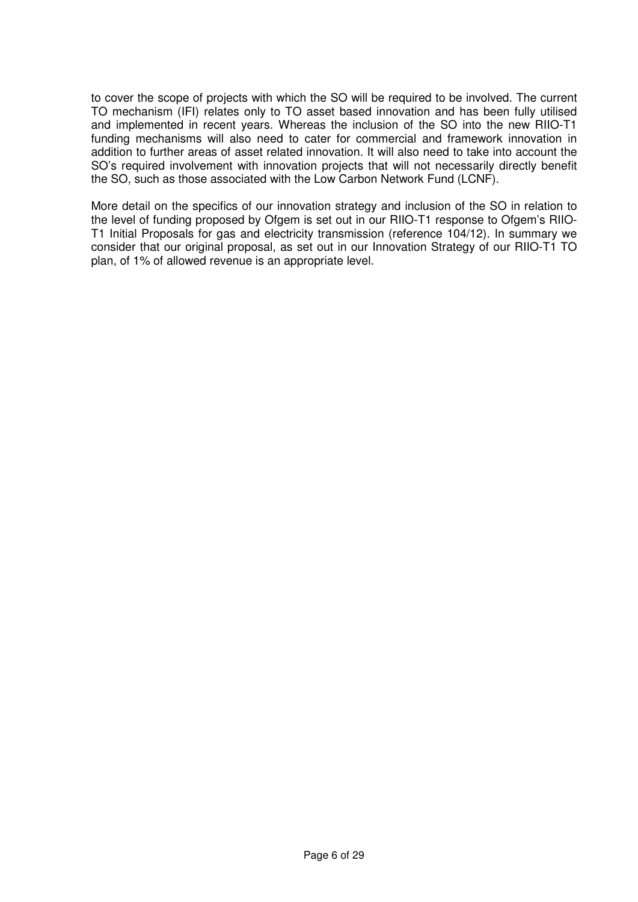to cover the scope of projects with which the SO will be required to be involved. The current TO mechanism (IFI) relates only to TO asset based innovation and has been fully utilised and implemented in recent years. Whereas the inclusion of the SO into the new RIIO-T1 funding mechanisms will also need to cater for commercial and framework innovation in addition to further areas of asset related innovation. It will also need to take into account the SO's required involvement with innovation projects that will not necessarily directly benefit the SO, such as those associated with the Low Carbon Network Fund (LCNF).

More detail on the specifics of our innovation strategy and inclusion of the SO in relation to the level of funding proposed by Ofgem is set out in our RIIO-T1 response to Ofgem's RIIO-T1 Initial Proposals for gas and electricity transmission (reference 104/12). In summary we consider that our original proposal, as set out in our Innovation Strategy of our RIIO-T1 TO plan, of 1% of allowed revenue is an appropriate level.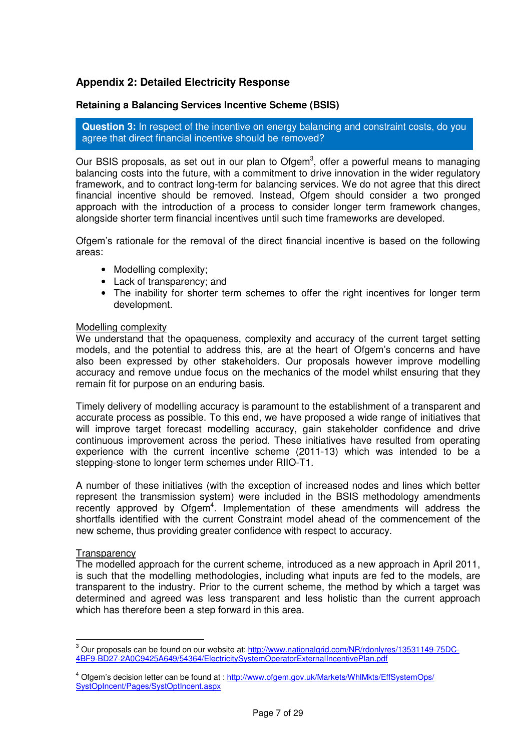## Appendix 2: Detailed Electricity Response

### Retaining a Balancing Services Incentive Scheme (BSIS)

**Question 3:** In respect of the incentive on energy balancing and constraint costs, do you agree that direct financial incentive should be removed?

Our BSIS proposals, as set out in our plan to Ofgem[3], offer a powerful means to managing balancing costs into the future, with a commitment to drive innovation in the wider regulatory framework, and to contract long-term for balancing services. We do not agree that this direct financial incentive should be removed. Instead, Ofgem should consider a two pronged approach with the introduction of a process to consider longer term framework changes, alongside shorter term financial incentives until such time frameworks are developed.

Ofgem's rationale for the removal of the direct financial incentive is based on the following areas:

- Modelling complexity;
- Lack of transparency; and
- The inability for shorter term schemes to offer the right incentives for longer term development.

<u>Modelling complexity</u>
We understand that the opaqueness, complexity and accuracy of the current target setting models, and the potential to address this, are at the heart of Ofgem's concerns and have also been expressed by other stakeholders. Our proposals however improve modelling accuracy and remove undue focus on the mechanics of the model whilst ensuring that they remain fit for purpose on an enduring basis.

Timely delivery of modelling accuracy is paramount to the establishment of a transparent and accurate process as possible. To this end, we have proposed a wide range of initiatives that will improve target forecast modelling accuracy, gain stakeholder confidence and drive continuous improvement across the period. These initiatives have resulted from operating experience with the current incentive scheme (2011-13) which was intended to be a stepping-stone to longer term schemes under RIIO-T1.

A number of these initiatives (with the exception of increased nodes and lines which better represent the transmission system) were included in the BSIS methodology amendments recently approved by Ofgem[4]. Implementation of these amendments will address the shortfalls identified with the current Constraint model ahead of the commencement of the new scheme, thus providing greater confidence with respect to accuracy.

<u>Transparency</u>
The modelled approach for the current scheme, introduced as a new approach in April 2011, is such that the modelling methodologies, including what inputs are fed to the models, are transparent to the industry. Prior to the current scheme, the method by which a target was determined and agreed was less transparent and less holistic than the current approach which has therefore been a step forward in this area.

---

[3] Our proposals can be found on our website at: http://www.nationalgrid.com/NR/rdonlyres/13531149-75DC-4BF9-BD27-2A0C9425A649/54364/ElectricitySystemOperatorExternalIncentivePlan.pdf

[4] Ofgem's decision letter can be found at : http://www.ofgem.gov.uk/Markets/WhlMkts/EffSystemOps/SystOpIncent/Pages/SystOptIncent.aspx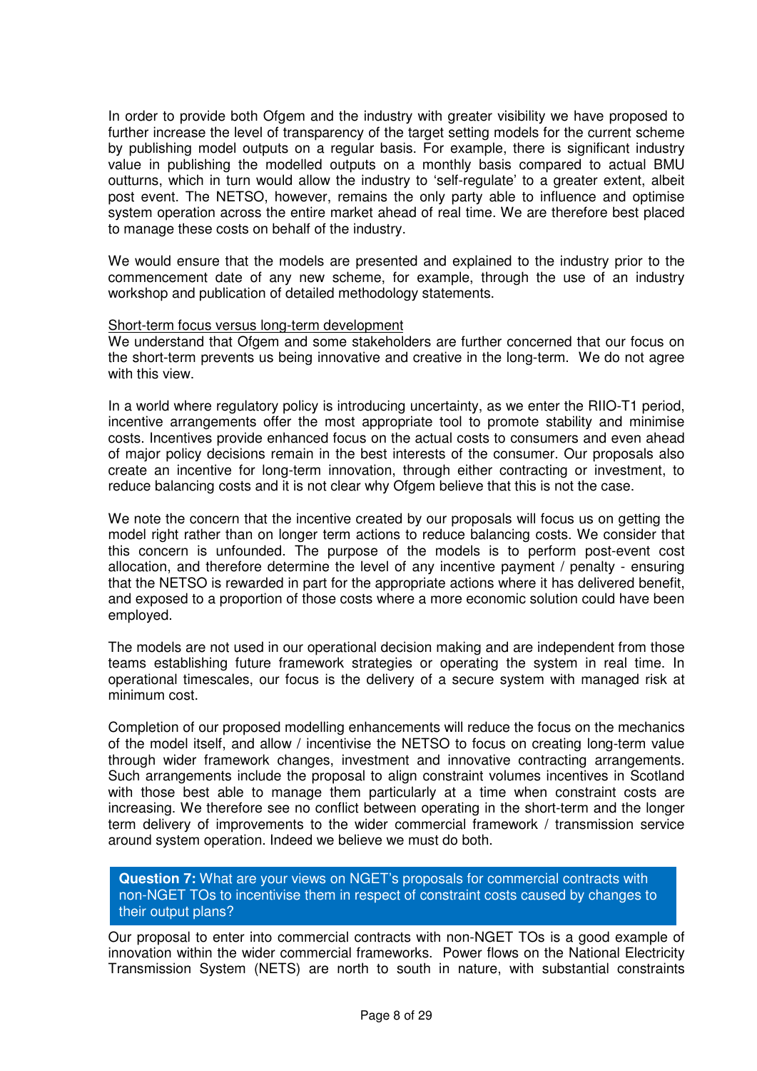In order to provide both Ofgem and the industry with greater visibility we have proposed to further increase the level of transparency of the target setting models for the current scheme by publishing model outputs on a regular basis. For example, there is significant industry value in publishing the modelled outputs on a monthly basis compared to actual BMU outturns, which in turn would allow the industry to 'self-regulate' to a greater extent, albeit post event. The NETSO, however, remains the only party able to influence and optimise system operation across the entire market ahead of real time. We are therefore best placed to manage these costs on behalf of the industry.

We would ensure that the models are presented and explained to the industry prior to the commencement date of any new scheme, for example, through the use of an industry workshop and publication of detailed methodology statements.

Short-term focus versus long-term development

We understand that Ofgem and some stakeholders are further concerned that our focus on the short-term prevents us being innovative and creative in the long-term. We do not agree with this view.

In a world where regulatory policy is introducing uncertainty, as we enter the RIIO-T1 period, incentive arrangements offer the most appropriate tool to promote stability and minimise costs. Incentives provide enhanced focus on the actual costs to consumers and even ahead of major policy decisions remain in the best interests of the consumer. Our proposals also create an incentive for long-term innovation, through either contracting or investment, to reduce balancing costs and it is not clear why Ofgem believe that this is not the case.

We note the concern that the incentive created by our proposals will focus us on getting the model right rather than on longer term actions to reduce balancing costs. We consider that this concern is unfounded. The purpose of the models is to perform post-event cost allocation, and therefore determine the level of any incentive payment / penalty - ensuring that the NETSO is rewarded in part for the appropriate actions where it has delivered benefit, and exposed to a proportion of those costs where a more economic solution could have been employed.

The models are not used in our operational decision making and are independent from those teams establishing future framework strategies or operating the system in real time. In operational timescales, our focus is the delivery of a secure system with managed risk at minimum cost.

Completion of our proposed modelling enhancements will reduce the focus on the mechanics of the model itself, and allow / incentivise the NETSO to focus on creating long-term value through wider framework changes, investment and innovative contracting arrangements. Such arrangements include the proposal to align constraint volumes incentives in Scotland with those best able to manage them particularly at a time when constraint costs are increasing. We therefore see no conflict between operating in the short-term and the longer term delivery of improvements to the wider commercial framework / transmission service around system operation. Indeed we believe we must do both.

**Question 7:** What are your views on NGET's proposals for commercial contracts with non-NGET TOs to incentivise them in respect of constraint costs caused by changes to their output plans?

Our proposal to enter into commercial contracts with non-NGET TOs is a good example of innovation within the wider commercial frameworks. Power flows on the National Electricity Transmission System (NETS) are north to south in nature, with substantial constraints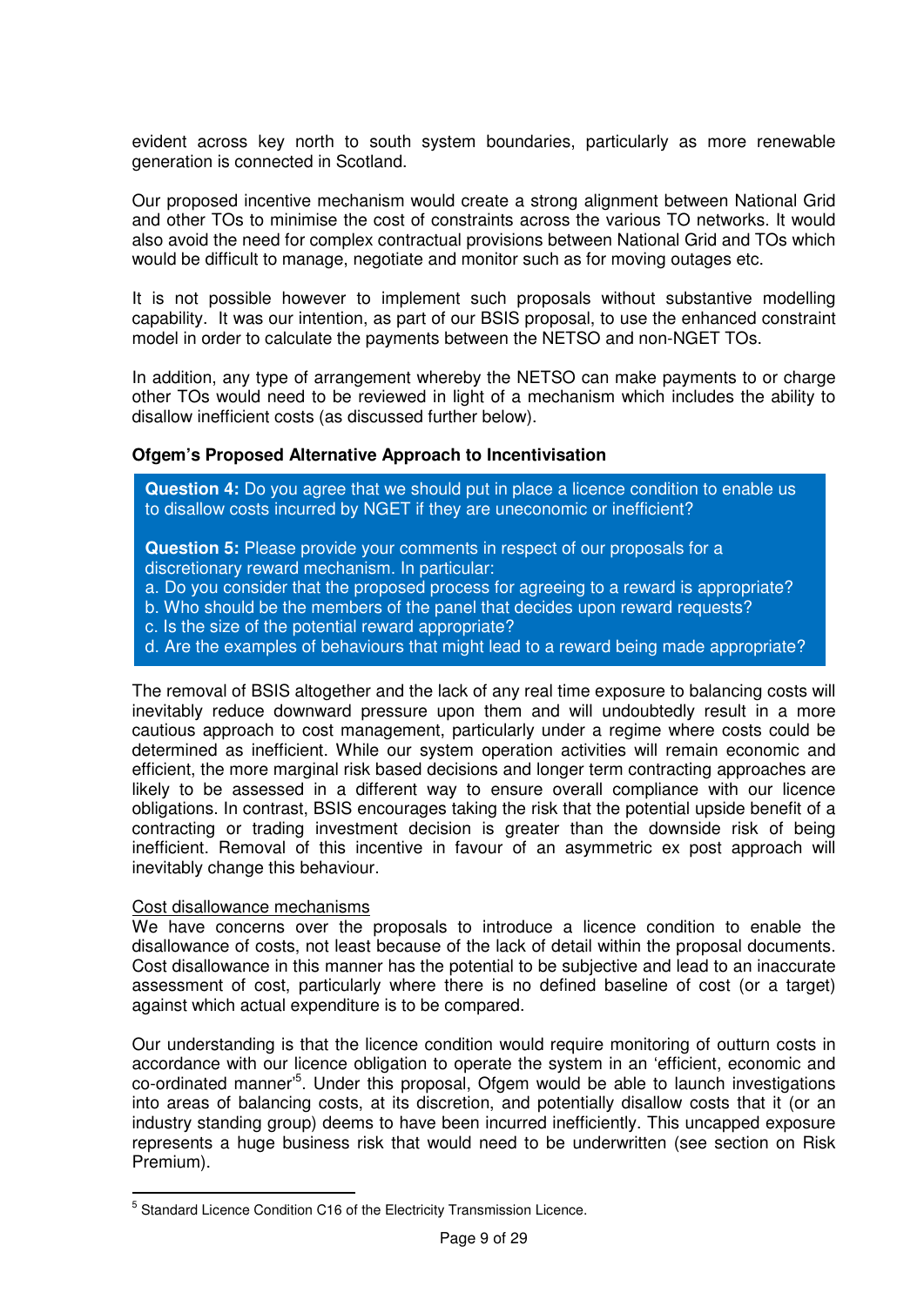evident across key north to south system boundaries, particularly as more renewable generation is connected in Scotland.

Our proposed incentive mechanism would create a strong alignment between National Grid and other TOs to minimise the cost of constraints across the various TO networks. It would also avoid the need for complex contractual provisions between National Grid and TOs which would be difficult to manage, negotiate and monitor such as for moving outages etc.

It is not possible however to implement such proposals without substantive modelling capability. It was our intention, as part of our BSIS proposal, to use the enhanced constraint model in order to calculate the payments between the NETSO and non-NGET TOs.

In addition, any type of arrangement whereby the NETSO can make payments to or charge other TOs would need to be reviewed in light of a mechanism which includes the ability to disallow inefficient costs (as discussed further below).

**Ofgem's Proposed Alternative Approach to Incentivisation**

> **Question 4:** Do you agree that we should put in place a licence condition to enable us to disallow costs incurred by NGET if they are uneconomic or inefficient?
>
> **Question 5:** Please provide your comments in respect of our proposals for a discretionary reward mechanism. In particular:
> a. Do you consider that the proposed process for agreeing to a reward is appropriate?
> b. Who should be the members of the panel that decides upon reward requests?
> c. Is the size of the potential reward appropriate?
> d. Are the examples of behaviours that might lead to a reward being made appropriate?

The removal of BSIS altogether and the lack of any real time exposure to balancing costs will inevitably reduce downward pressure upon them and will undoubtedly result in a more cautious approach to cost management, particularly under a regime where costs could be determined as inefficient. While our system operation activities will remain economic and efficient, the more marginal risk based decisions and longer term contracting approaches are likely to be assessed in a different way to ensure overall compliance with our licence obligations. In contrast, BSIS encourages taking the risk that the potential upside benefit of a contracting or trading investment decision is greater than the downside risk of being inefficient. Removal of this incentive in favour of an asymmetric ex post approach will inevitably change this behaviour.

Cost disallowance mechanisms

We have concerns over the proposals to introduce a licence condition to enable the disallowance of costs, not least because of the lack of detail within the proposal documents. Cost disallowance in this manner has the potential to be subjective and lead to an inaccurate assessment of cost, particularly where there is no defined baseline of cost (or a target) against which actual expenditure is to be compared.

Our understanding is that the licence condition would require monitoring of outturn costs in accordance with our licence obligation to operate the system in an 'efficient, economic and co-ordinated manner'[5]. Under this proposal, Ofgem would be able to launch investigations into areas of balancing costs, at its discretion, and potentially disallow costs that it (or an industry standing group) deems to have been incurred inefficiently. This uncapped exposure represents a huge business risk that would need to be underwritten (see section on Risk Premium).

---

[5] Standard Licence Condition C16 of the Electricity Transmission Licence.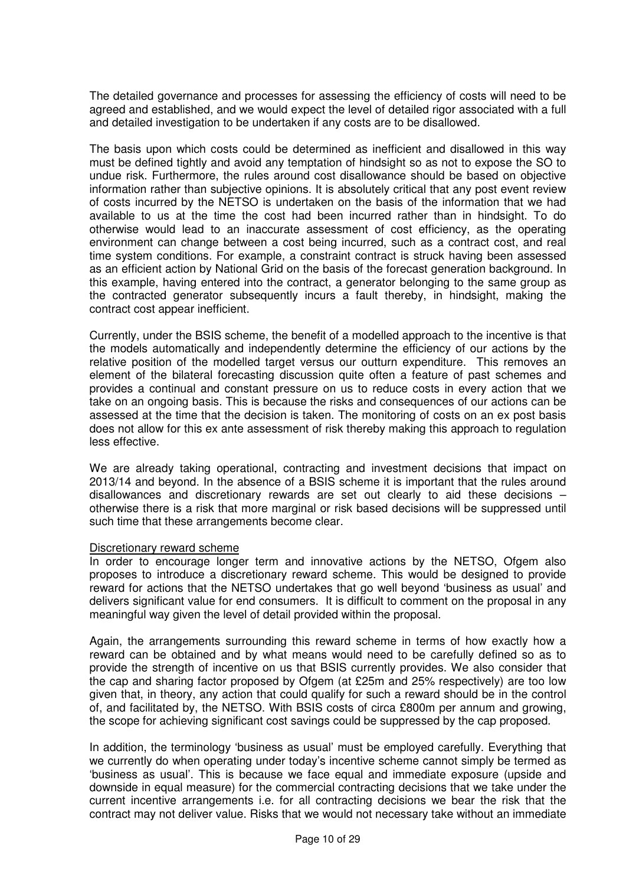The detailed governance and processes for assessing the efficiency of costs will need to be agreed and established, and we would expect the level of detailed rigor associated with a full and detailed investigation to be undertaken if any costs are to be disallowed.

The basis upon which costs could be determined as inefficient and disallowed in this way must be defined tightly and avoid any temptation of hindsight so as not to expose the SO to undue risk. Furthermore, the rules around cost disallowance should be based on objective information rather than subjective opinions. It is absolutely critical that any post event review of costs incurred by the NETSO is undertaken on the basis of the information that we had available to us at the time the cost had been incurred rather than in hindsight. To do otherwise would lead to an inaccurate assessment of cost efficiency, as the operating environment can change between a cost being incurred, such as a contract cost, and real time system conditions. For example, a constraint contract is struck having been assessed as an efficient action by National Grid on the basis of the forecast generation background. In this example, having entered into the contract, a generator belonging to the same group as the contracted generator subsequently incurs a fault thereby, in hindsight, making the contract cost appear inefficient.

Currently, under the BSIS scheme, the benefit of a modelled approach to the incentive is that the models automatically and independently determine the efficiency of our actions by the relative position of the modelled target versus our outturn expenditure. This removes an element of the bilateral forecasting discussion quite often a feature of past schemes and provides a continual and constant pressure on us to reduce costs in every action that we take on an ongoing basis. This is because the risks and consequences of our actions can be assessed at the time that the decision is taken. The monitoring of costs on an ex post basis does not allow for this ex ante assessment of risk thereby making this approach to regulation less effective.

We are already taking operational, contracting and investment decisions that impact on 2013/14 and beyond. In the absence of a BSIS scheme it is important that the rules around disallowances and discretionary rewards are set out clearly to aid these decisions – otherwise there is a risk that more marginal or risk based decisions will be suppressed until such time that these arrangements become clear.

<u>Discretionary reward scheme</u>

In order to encourage longer term and innovative actions by the NETSO, Ofgem also proposes to introduce a discretionary reward scheme. This would be designed to provide reward for actions that the NETSO undertakes that go well beyond 'business as usual' and delivers significant value for end consumers. It is difficult to comment on the proposal in any meaningful way given the level of detail provided within the proposal.

Again, the arrangements surrounding this reward scheme in terms of how exactly how a reward can be obtained and by what means would need to be carefully defined so as to provide the strength of incentive on us that BSIS currently provides. We also consider that the cap and sharing factor proposed by Ofgem (at £25m and 25% respectively) are too low given that, in theory, any action that could qualify for such a reward should be in the control of, and facilitated by, the NETSO. With BSIS costs of circa £800m per annum and growing, the scope for achieving significant cost savings could be suppressed by the cap proposed.

In addition, the terminology 'business as usual' must be employed carefully. Everything that we currently do when operating under today's incentive scheme cannot simply be termed as 'business as usual'. This is because we face equal and immediate exposure (upside and downside in equal measure) for the commercial contracting decisions that we take under the current incentive arrangements i.e. for all contracting decisions we bear the risk that the contract may not deliver value. Risks that we would not necessary take without an immediate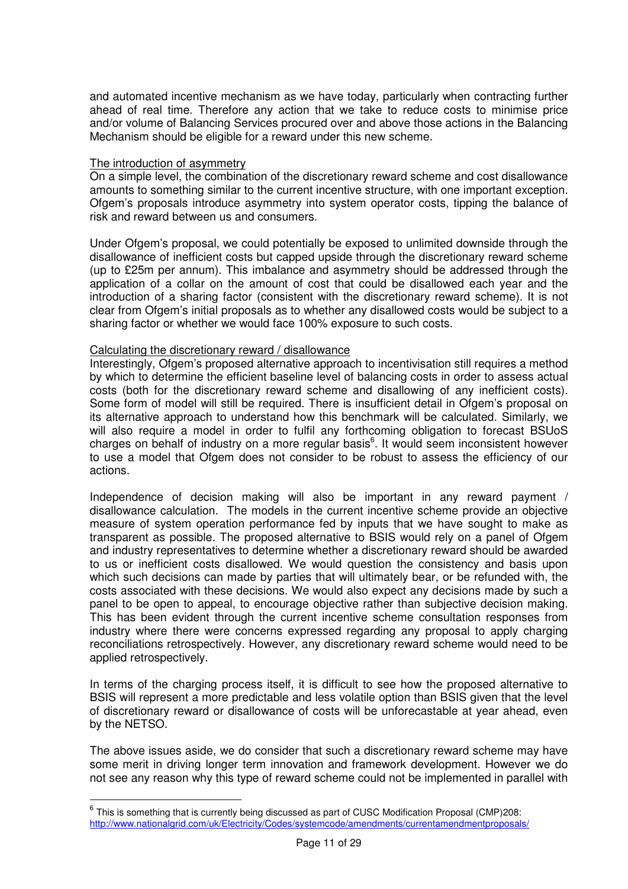and automated incentive mechanism as we have today, particularly when contracting further ahead of real time. Therefore any action that we take to reduce costs to minimise price and/or volume of Balancing Services procured over and above those actions in the Balancing Mechanism should be eligible for a reward under this new scheme.

<u>The introduction of asymmetry</u>

On a simple level, the combination of the discretionary reward scheme and cost disallowance amounts to something similar to the current incentive structure, with one important exception. Ofgem's proposals introduce asymmetry into system operator costs, tipping the balance of risk and reward between us and consumers.

Under Ofgem's proposal, we could potentially be exposed to unlimited downside through the disallowance of inefficient costs but capped upside through the discretionary reward scheme (up to £25m per annum). This imbalance and asymmetry should be addressed through the application of a collar on the amount of cost that could be disallowed each year and the introduction of a sharing factor (consistent with the discretionary reward scheme). It is not clear from Ofgem's initial proposals as to whether any disallowed costs would be subject to a sharing factor or whether we would face 100% exposure to such costs.

<u>Calculating the discretionary reward / disallowance</u>

Interestingly, Ofgem's proposed alternative approach to incentivisation still requires a method by which to determine the efficient baseline level of balancing costs in order to assess actual costs (both for the discretionary reward scheme and disallowing of any inefficient costs). Some form of model will still be required. There is insufficient detail in Ofgem's proposal on its alternative approach to understand how this benchmark will be calculated. Similarly, we will also require a model in order to fulfil any forthcoming obligation to forecast BSUoS charges on behalf of industry on a more regular basis[6]. It would seem inconsistent however to use a model that Ofgem does not consider to be robust to assess the efficiency of our actions.

Independence of decision making will also be important in any reward payment / disallowance calculation. The models in the current incentive scheme provide an objective measure of system operation performance fed by inputs that we have sought to make as transparent as possible. The proposed alternative to BSIS would rely on a panel of Ofgem and industry representatives to determine whether a discretionary reward should be awarded to us or inefficient costs disallowed. We would question the consistency and basis upon which such decisions can made by parties that will ultimately bear, or be refunded with, the costs associated with these decisions. We would also expect any decisions made by such a panel to be open to appeal, to encourage objective rather than subjective decision making. This has been evident through the current incentive scheme consultation responses from industry where there were concerns expressed regarding any proposal to apply charging reconciliations retrospectively. However, any discretionary reward scheme would need to be applied retrospectively.

In terms of the charging process itself, it is difficult to see how the proposed alternative to BSIS will represent a more predictable and less volatile option than BSIS given that the level of discretionary reward or disallowance of costs will be unforecastable at year ahead, even by the NETSO.

The above issues aside, we do consider that such a discretionary reward scheme may have some merit in driving longer term innovation and framework development. However we do not see any reason why this type of reward scheme could not be implemented in parallel with

[6] This is something that is currently being discussed as part of CUSC Modification Proposal (CMP)208: http://www.nationalgrid.com/uk/Electricity/Codes/systemcode/amendments/currentamendmentproposals/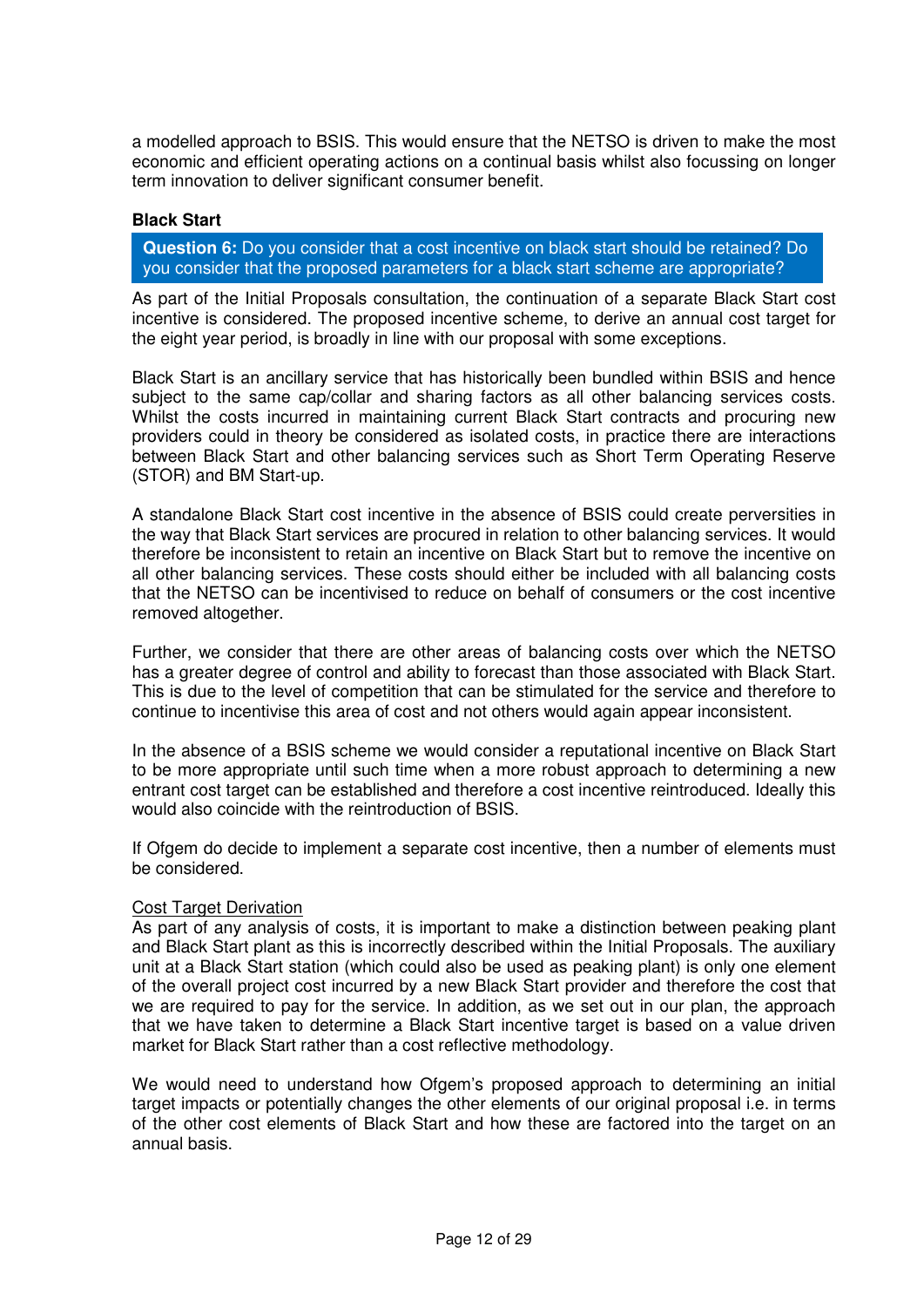a modelled approach to BSIS. This would ensure that the NETSO is driven to make the most economic and efficient operating actions on a continual basis whilst also focussing on longer term innovation to deliver significant consumer benefit.

**Black Start**

> **Question 6:** Do you consider that a cost incentive on black start should be retained? Do you consider that the proposed parameters for a black start scheme are appropriate?

As part of the Initial Proposals consultation, the continuation of a separate Black Start cost incentive is considered. The proposed incentive scheme, to derive an annual cost target for the eight year period, is broadly in line with our proposal with some exceptions.

Black Start is an ancillary service that has historically been bundled within BSIS and hence subject to the same cap/collar and sharing factors as all other balancing services costs. Whilst the costs incurred in maintaining current Black Start contracts and procuring new providers could in theory be considered as isolated costs, in practice there are interactions between Black Start and other balancing services such as Short Term Operating Reserve (STOR) and BM Start-up.

A standalone Black Start cost incentive in the absence of BSIS could create perversities in the way that Black Start services are procured in relation to other balancing services. It would therefore be inconsistent to retain an incentive on Black Start but to remove the incentive on all other balancing services. These costs should either be included with all balancing costs that the NETSO can be incentivised to reduce on behalf of consumers or the cost incentive removed altogether.

Further, we consider that there are other areas of balancing costs over which the NETSO has a greater degree of control and ability to forecast than those associated with Black Start. This is due to the level of competition that can be stimulated for the service and therefore to continue to incentivise this area of cost and not others would again appear inconsistent.

In the absence of a BSIS scheme we would consider a reputational incentive on Black Start to be more appropriate until such time when a more robust approach to determining a new entrant cost target can be established and therefore a cost incentive reintroduced. Ideally this would also coincide with the reintroduction of BSIS.

If Ofgem do decide to implement a separate cost incentive, then a number of elements must be considered.

Cost Target Derivation

As part of any analysis of costs, it is important to make a distinction between peaking plant and Black Start plant as this is incorrectly described within the Initial Proposals. The auxiliary unit at a Black Start station (which could also be used as peaking plant) is only one element of the overall project cost incurred by a new Black Start provider and therefore the cost that we are required to pay for the service. In addition, as we set out in our plan, the approach that we have taken to determine a Black Start incentive target is based on a value driven market for Black Start rather than a cost reflective methodology.

We would need to understand how Ofgem's proposed approach to determining an initial target impacts or potentially changes the other elements of our original proposal i.e. in terms of the other cost elements of Black Start and how these are factored into the target on an annual basis.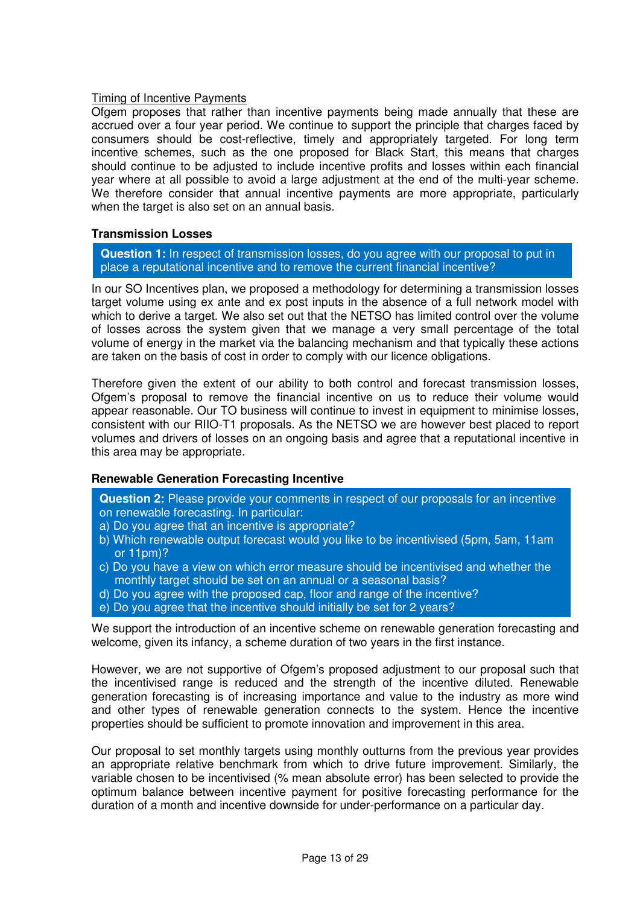Timing of Incentive Payments

Ofgem proposes that rather than incentive payments being made annually that these are accrued over a four year period. We continue to support the principle that charges faced by consumers should be cost-reflective, timely and appropriately targeted. For long term incentive schemes, such as the one proposed for Black Start, this means that charges should continue to be adjusted to include incentive profits and losses within each financial year where at all possible to avoid a large adjustment at the end of the multi-year scheme. We therefore consider that annual incentive payments are more appropriate, particularly when the target is also set on an annual basis.

**Transmission Losses**

> **Question 1:** In respect of transmission losses, do you agree with our proposal to put in place a reputational incentive and to remove the current financial incentive?

In our SO Incentives plan, we proposed a methodology for determining a transmission losses target volume using ex ante and ex post inputs in the absence of a full network model with which to derive a target. We also set out that the NETSO has limited control over the volume of losses across the system given that we manage a very small percentage of the total volume of energy in the market via the balancing mechanism and that typically these actions are taken on the basis of cost in order to comply with our licence obligations.

Therefore given the extent of our ability to both control and forecast transmission losses, Ofgem's proposal to remove the financial incentive on us to reduce their volume would appear reasonable. Our TO business will continue to invest in equipment to minimise losses, consistent with our RIIO-T1 proposals. As the NETSO we are however best placed to report volumes and drivers of losses on an ongoing basis and agree that a reputational incentive in this area may be appropriate.

**Renewable Generation Forecasting Incentive**

> **Question 2:** Please provide your comments in respect of our proposals for an incentive on renewable forecasting. In particular:
> a) Do you agree that an incentive is appropriate?
> b) Which renewable output forecast would you like to be incentivised (5pm, 5am, 11am or 11pm)?
> c) Do you have a view on which error measure should be incentivised and whether the monthly target should be set on an annual or a seasonal basis?
> d) Do you agree with the proposed cap, floor and range of the incentive?
> e) Do you agree that the incentive should initially be set for 2 years?

We support the introduction of an incentive scheme on renewable generation forecasting and welcome, given its infancy, a scheme duration of two years in the first instance.

However, we are not supportive of Ofgem's proposed adjustment to our proposal such that the incentivised range is reduced and the strength of the incentive diluted. Renewable generation forecasting is of increasing importance and value to the industry as more wind and other types of renewable generation connects to the system. Hence the incentive properties should be sufficient to promote innovation and improvement in this area.

Our proposal to set monthly targets using monthly outturns from the previous year provides an appropriate relative benchmark from which to drive future improvement. Similarly, the variable chosen to be incentivised (% mean absolute error) has been selected to provide the optimum balance between incentive payment for positive forecasting performance for the duration of a month and incentive downside for under-performance on a particular day.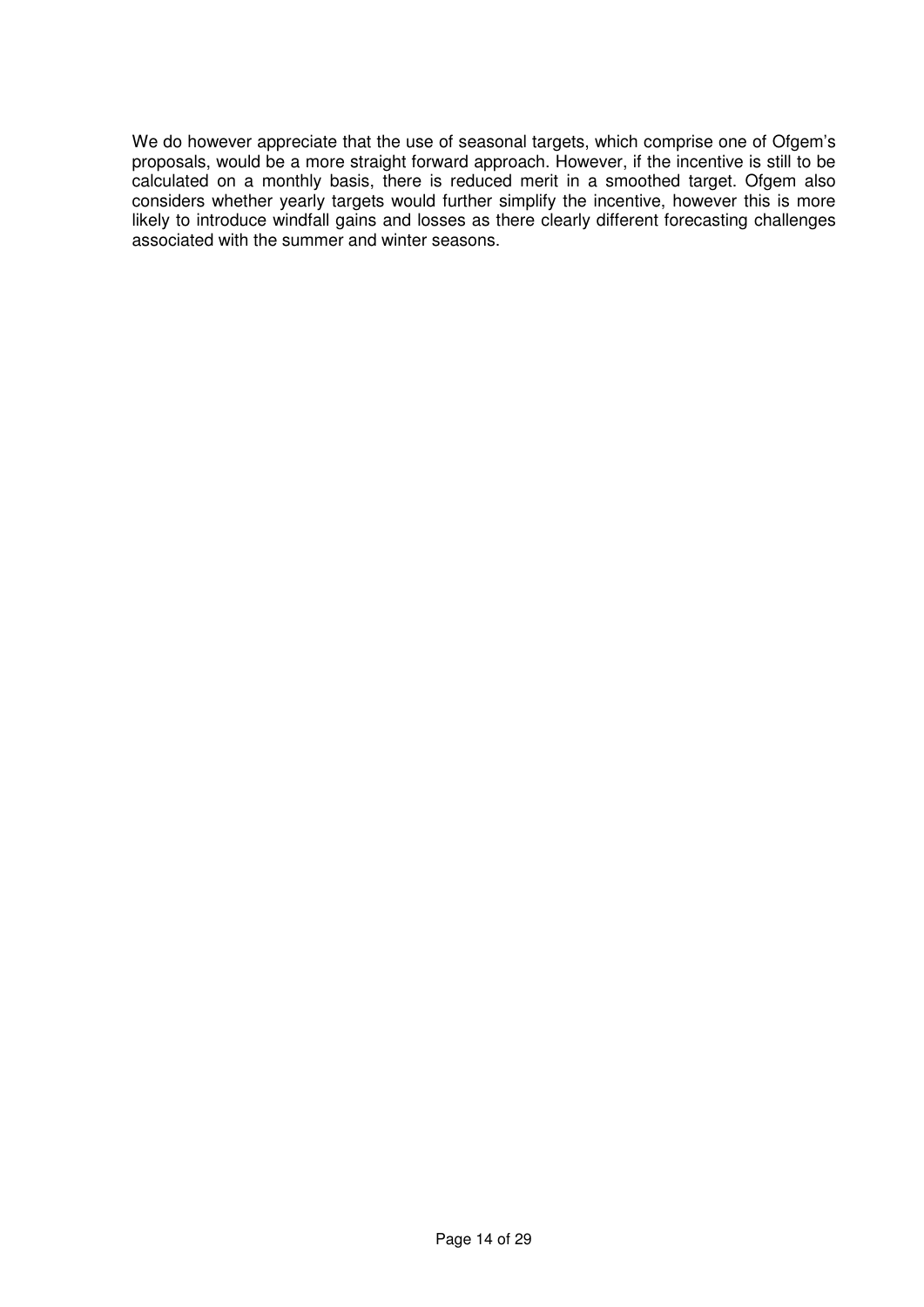We do however appreciate that the use of seasonal targets, which comprise one of Ofgem's proposals, would be a more straight forward approach. However, if the incentive is still to be calculated on a monthly basis, there is reduced merit in a smoothed target. Ofgem also considers whether yearly targets would further simplify the incentive, however this is more likely to introduce windfall gains and losses as there clearly different forecasting challenges associated with the summer and winter seasons.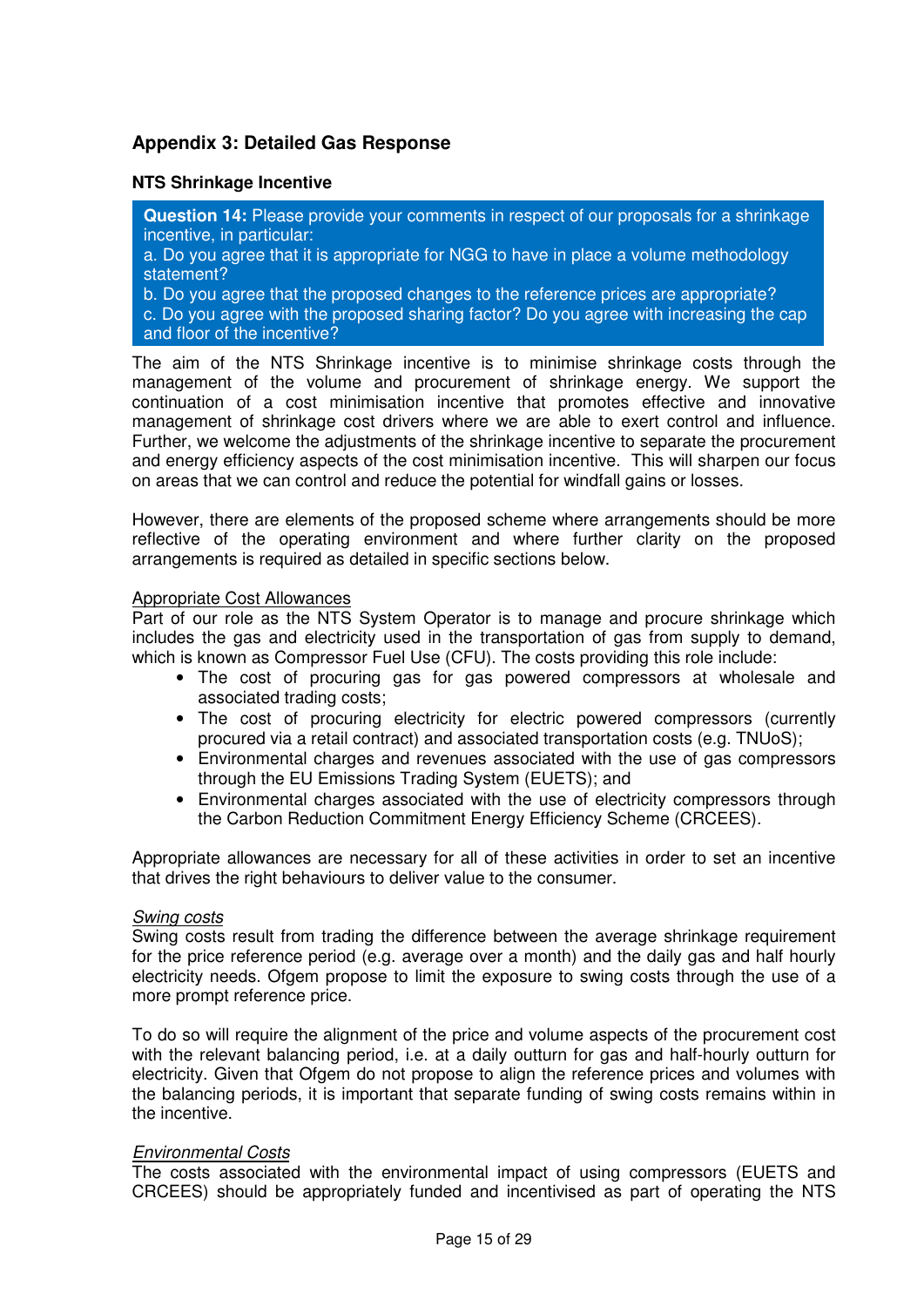## Appendix 3: Detailed Gas Response

### NTS Shrinkage Incentive

**Question 14:** Please provide your comments in respect of our proposals for a shrinkage incentive, in particular:
a. Do you agree that it is appropriate for NGG to have in place a volume methodology statement?
b. Do you agree that the proposed changes to the reference prices are appropriate?
c. Do you agree with the proposed sharing factor? Do you agree with increasing the cap and floor of the incentive?

The aim of the NTS Shrinkage incentive is to minimise shrinkage costs through the management of the volume and procurement of shrinkage energy. We support the continuation of a cost minimisation incentive that promotes effective and innovative management of shrinkage cost drivers where we are able to exert control and influence. Further, we welcome the adjustments of the shrinkage incentive to separate the procurement and energy efficiency aspects of the cost minimisation incentive. This will sharpen our focus on areas that we can control and reduce the potential for windfall gains or losses.

However, there are elements of the proposed scheme where arrangements should be more reflective of the operating environment and where further clarity on the proposed arrangements is required as detailed in specific sections below.

Appropriate Cost Allowances

Part of our role as the NTS System Operator is to manage and procure shrinkage which includes the gas and electricity used in the transportation of gas from supply to demand, which is known as Compressor Fuel Use (CFU). The costs providing this role include:

- The cost of procuring gas for gas powered compressors at wholesale and associated trading costs;
- The cost of procuring electricity for electric powered compressors (currently procured via a retail contract) and associated transportation costs (e.g. TNUoS);
- Environmental charges and revenues associated with the use of gas compressors through the EU Emissions Trading System (EUETS); and
- Environmental charges associated with the use of electricity compressors through the Carbon Reduction Commitment Energy Efficiency Scheme (CRCEES).

Appropriate allowances are necessary for all of these activities in order to set an incentive that drives the right behaviours to deliver value to the consumer.

*Swing costs*

Swing costs result from trading the difference between the average shrinkage requirement for the price reference period (e.g. average over a month) and the daily gas and half hourly electricity needs. Ofgem propose to limit the exposure to swing costs through the use of a more prompt reference price.

To do so will require the alignment of the price and volume aspects of the procurement cost with the relevant balancing period, i.e. at a daily outturn for gas and half-hourly outturn for electricity. Given that Ofgem do not propose to align the reference prices and volumes with the balancing periods, it is important that separate funding of swing costs remains within in the incentive.

*Environmental Costs*

The costs associated with the environmental impact of using compressors (EUETS and CRCEES) should be appropriately funded and incentivised as part of operating the NTS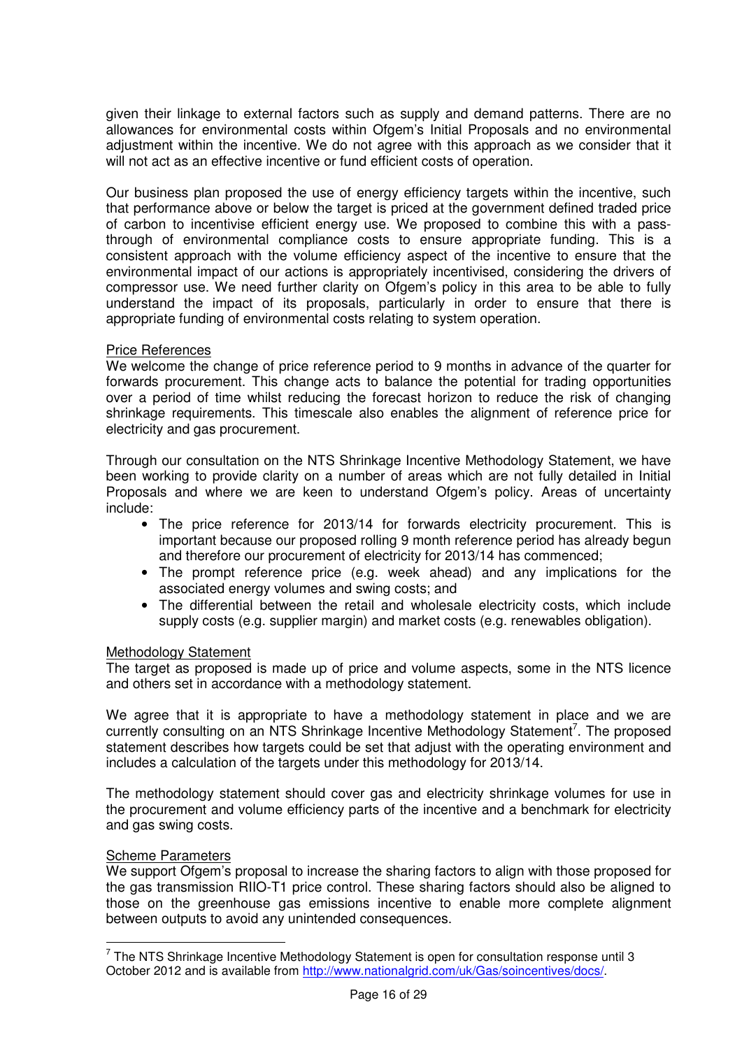given their linkage to external factors such as supply and demand patterns. There are no allowances for environmental costs within Ofgem's Initial Proposals and no environmental adjustment within the incentive. We do not agree with this approach as we consider that it will not act as an effective incentive or fund efficient costs of operation.

Our business plan proposed the use of energy efficiency targets within the incentive, such that performance above or below the target is priced at the government defined traded price of carbon to incentivise efficient energy use. We proposed to combine this with a pass-through of environmental compliance costs to ensure appropriate funding. This is a consistent approach with the volume efficiency aspect of the incentive to ensure that the environmental impact of our actions is appropriately incentivised, considering the drivers of compressor use. We need further clarity on Ofgem's policy in this area to be able to fully understand the impact of its proposals, particularly in order to ensure that there is appropriate funding of environmental costs relating to system operation.

Price References

We welcome the change of price reference period to 9 months in advance of the quarter for forwards procurement. This change acts to balance the potential for trading opportunities over a period of time whilst reducing the forecast horizon to reduce the risk of changing shrinkage requirements. This timescale also enables the alignment of reference price for electricity and gas procurement.

Through our consultation on the NTS Shrinkage Incentive Methodology Statement, we have been working to provide clarity on a number of areas which are not fully detailed in Initial Proposals and where we are keen to understand Ofgem's policy. Areas of uncertainty include:

- The price reference for 2013/14 for forwards electricity procurement. This is important because our proposed rolling 9 month reference period has already begun and therefore our procurement of electricity for 2013/14 has commenced;
- The prompt reference price (e.g. week ahead) and any implications for the associated energy volumes and swing costs; and
- The differential between the retail and wholesale electricity costs, which include supply costs (e.g. supplier margin) and market costs (e.g. renewables obligation).

Methodology Statement

The target as proposed is made up of price and volume aspects, some in the NTS licence and others set in accordance with a methodology statement.

We agree that it is appropriate to have a methodology statement in place and we are currently consulting on an NTS Shrinkage Incentive Methodology Statement[7]. The proposed statement describes how targets could be set that adjust with the operating environment and includes a calculation of the targets under this methodology for 2013/14.

The methodology statement should cover gas and electricity shrinkage volumes for use in the procurement and volume efficiency parts of the incentive and a benchmark for electricity and gas swing costs.

Scheme Parameters

We support Ofgem's proposal to increase the sharing factors to align with those proposed for the gas transmission RIIO-T1 price control. These sharing factors should also be aligned to those on the greenhouse gas emissions incentive to enable more complete alignment between outputs to avoid any unintended consequences.

[7] The NTS Shrinkage Incentive Methodology Statement is open for consultation response until 3 October 2012 and is available from http://www.nationalgrid.com/uk/Gas/soincentives/docs/.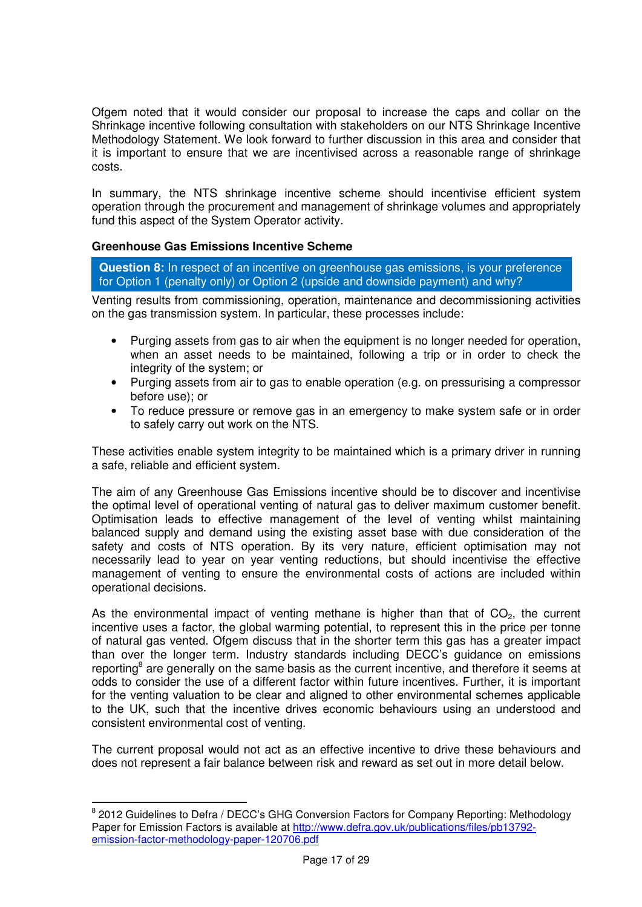Ofgem noted that it would consider our proposal to increase the caps and collar on the Shrinkage incentive following consultation with stakeholders on our NTS Shrinkage Incentive Methodology Statement. We look forward to further discussion in this area and consider that it is important to ensure that we are incentivised across a reasonable range of shrinkage costs.

In summary, the NTS shrinkage incentive scheme should incentivise efficient system operation through the procurement and management of shrinkage volumes and appropriately fund this aspect of the System Operator activity.

**Greenhouse Gas Emissions Incentive Scheme**

**Question 8:** In respect of an incentive on greenhouse gas emissions, is your preference for Option 1 (penalty only) or Option 2 (upside and downside payment) and why?

Venting results from commissioning, operation, maintenance and decommissioning activities on the gas transmission system. In particular, these processes include:

- Purging assets from gas to air when the equipment is no longer needed for operation, when an asset needs to be maintained, following a trip or in order to check the integrity of the system; or
- Purging assets from air to gas to enable operation (e.g. on pressurising a compressor before use); or
- To reduce pressure or remove gas in an emergency to make system safe or in order to safely carry out work on the NTS.

These activities enable system integrity to be maintained which is a primary driver in running a safe, reliable and efficient system.

The aim of any Greenhouse Gas Emissions incentive should be to discover and incentivise the optimal level of operational venting of natural gas to deliver maximum customer benefit. Optimisation leads to effective management of the level of venting whilst maintaining balanced supply and demand using the existing asset base with due consideration of the safety and costs of NTS operation. By its very nature, efficient optimisation may not necessarily lead to year on year venting reductions, but should incentivise the effective management of venting to ensure the environmental costs of actions are included within operational decisions.

As the environmental impact of venting methane is higher than that of $CO_2$, the current incentive uses a factor, the global warming potential, to represent this in the price per tonne of natural gas vented. Ofgem discuss that in the shorter term this gas has a greater impact than over the longer term. Industry standards including DECC's guidance on emissions reporting[8] are generally on the same basis as the current incentive, and therefore it seems at odds to consider the use of a different factor within future incentives. Further, it is important for the venting valuation to be clear and aligned to other environmental schemes applicable to the UK, such that the incentive drives economic behaviours using an understood and consistent environmental cost of venting.

The current proposal would not act as an effective incentive to drive these behaviours and does not represent a fair balance between risk and reward as set out in more detail below.

---

[8] 2012 Guidelines to Defra / DECC's GHG Conversion Factors for Company Reporting: Methodology Paper for Emission Factors is available at http://www.defra.gov.uk/publications/files/pb13792-emission-factor-methodology-paper-120706.pdf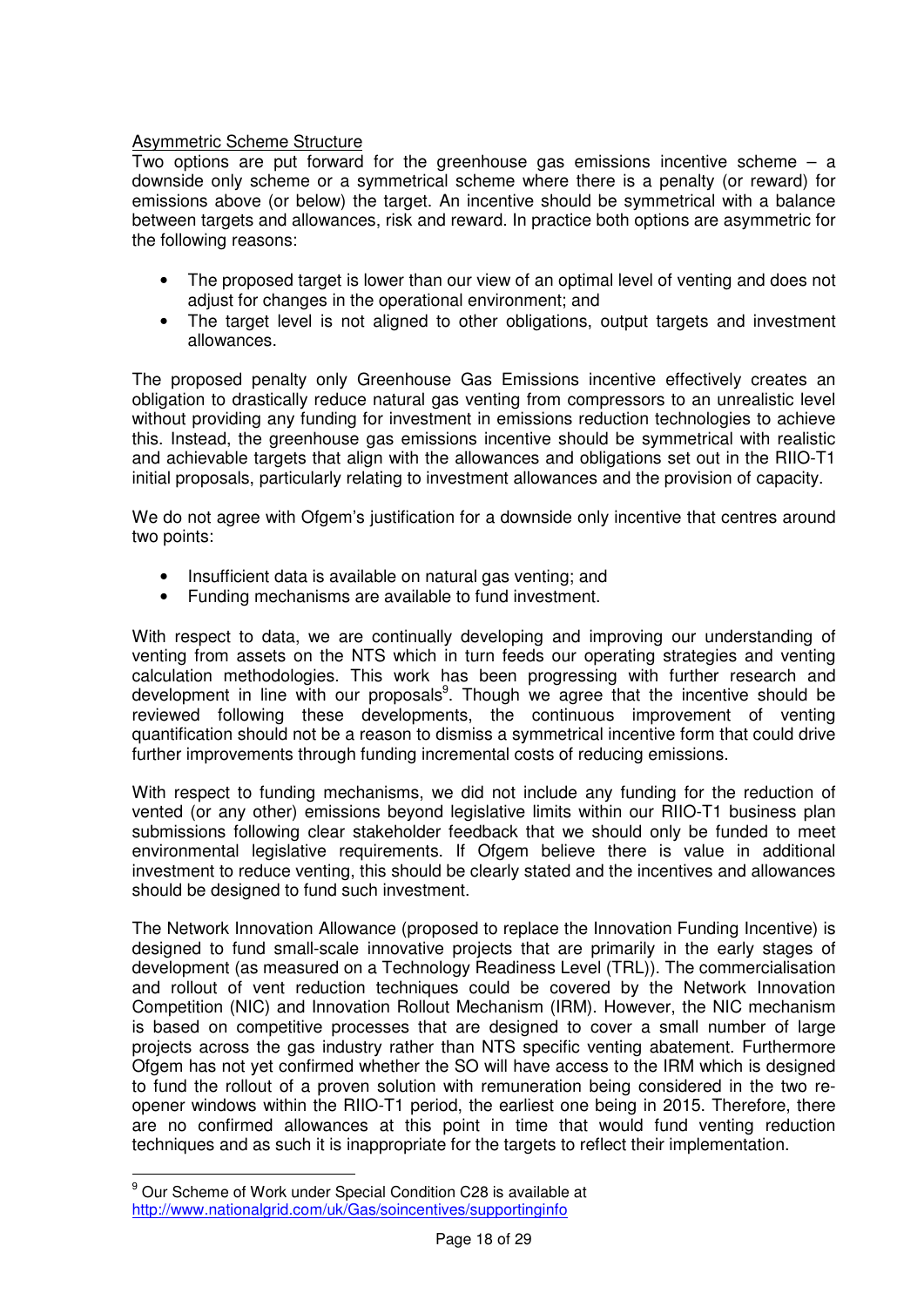Asymmetric Scheme Structure

Two options are put forward for the greenhouse gas emissions incentive scheme – a downside only scheme or a symmetrical scheme where there is a penalty (or reward) for emissions above (or below) the target. An incentive should be symmetrical with a balance between targets and allowances, risk and reward. In practice both options are asymmetric for the following reasons:

- The proposed target is lower than our view of an optimal level of venting and does not adjust for changes in the operational environment; and
- The target level is not aligned to other obligations, output targets and investment allowances.

The proposed penalty only Greenhouse Gas Emissions incentive effectively creates an obligation to drastically reduce natural gas venting from compressors to an unrealistic level without providing any funding for investment in emissions reduction technologies to achieve this. Instead, the greenhouse gas emissions incentive should be symmetrical with realistic and achievable targets that align with the allowances and obligations set out in the RIIO-T1 initial proposals, particularly relating to investment allowances and the provision of capacity.

We do not agree with Ofgem's justification for a downside only incentive that centres around two points:

- Insufficient data is available on natural gas venting; and
- Funding mechanisms are available to fund investment.

With respect to data, we are continually developing and improving our understanding of venting from assets on the NTS which in turn feeds our operating strategies and venting calculation methodologies. This work has been progressing with further research and development in line with our proposals[9]. Though we agree that the incentive should be reviewed following these developments, the continuous improvement of venting quantification should not be a reason to dismiss a symmetrical incentive form that could drive further improvements through funding incremental costs of reducing emissions.

With respect to funding mechanisms, we did not include any funding for the reduction of vented (or any other) emissions beyond legislative limits within our RIIO-T1 business plan submissions following clear stakeholder feedback that we should only be funded to meet environmental legislative requirements. If Ofgem believe there is value in additional investment to reduce venting, this should be clearly stated and the incentives and allowances should be designed to fund such investment.

The Network Innovation Allowance (proposed to replace the Innovation Funding Incentive) is designed to fund small-scale innovative projects that are primarily in the early stages of development (as measured on a Technology Readiness Level (TRL)). The commercialisation and rollout of vent reduction techniques could be covered by the Network Innovation Competition (NIC) and Innovation Rollout Mechanism (IRM). However, the NIC mechanism is based on competitive processes that are designed to cover a small number of large projects across the gas industry rather than NTS specific venting abatement. Furthermore Ofgem has not yet confirmed whether the SO will have access to the IRM which is designed to fund the rollout of a proven solution with remuneration being considered in the two re-opener windows within the RIIO-T1 period, the earliest one being in 2015. Therefore, there are no confirmed allowances at this point in time that would fund venting reduction techniques and as such it is inappropriate for the targets to reflect their implementation.

---

[9] Our Scheme of Work under Special Condition C28 is available at http://www.nationalgrid.com/uk/Gas/soincentives/supportinginfo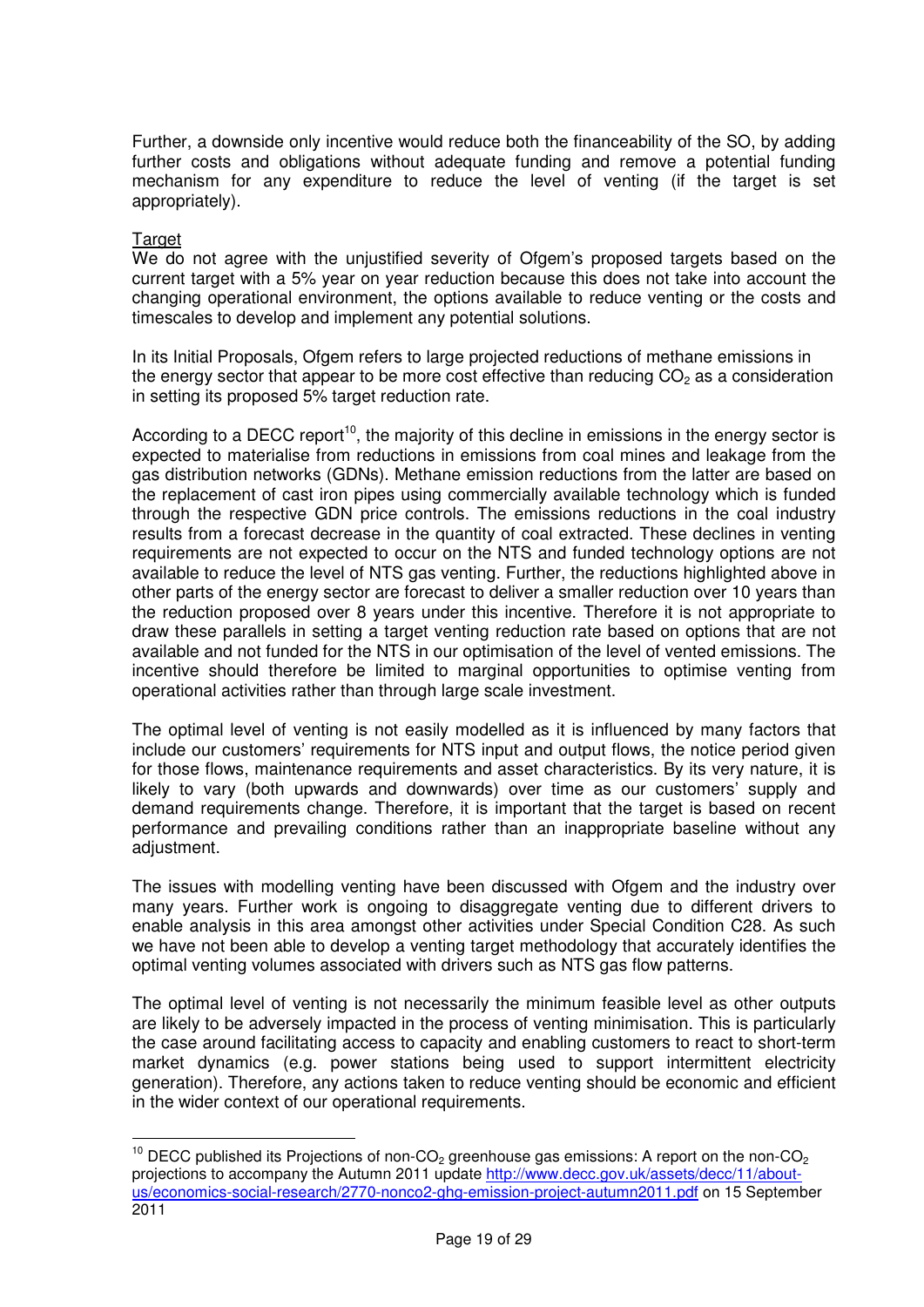Further, a downside only incentive would reduce both the financeability of the SO, by adding further costs and obligations without adequate funding and remove a potential funding mechanism for any expenditure to reduce the level of venting (if the target is set appropriately).

Target

We do not agree with the unjustified severity of Ofgem's proposed targets based on the current target with a 5% year on year reduction because this does not take into account the changing operational environment, the options available to reduce venting or the costs and timescales to develop and implement any potential solutions.

In its Initial Proposals, Ofgem refers to large projected reductions of methane emissions in the energy sector that appear to be more cost effective than reducing $CO_2$ as a consideration in setting its proposed 5% target reduction rate.

According to a DECC report[10], the majority of this decline in emissions in the energy sector is expected to materialise from reductions in emissions from coal mines and leakage from the gas distribution networks (GDNs). Methane emission reductions from the latter are based on the replacement of cast iron pipes using commercially available technology which is funded through the respective GDN price controls. The emissions reductions in the coal industry results from a forecast decrease in the quantity of coal extracted. These declines in venting requirements are not expected to occur on the NTS and funded technology options are not available to reduce the level of NTS gas venting. Further, the reductions highlighted above in other parts of the energy sector are forecast to deliver a smaller reduction over 10 years than the reduction proposed over 8 years under this incentive. Therefore it is not appropriate to draw these parallels in setting a target venting reduction rate based on options that are not available and not funded for the NTS in our optimisation of the level of vented emissions. The incentive should therefore be limited to marginal opportunities to optimise venting from operational activities rather than through large scale investment.

The optimal level of venting is not easily modelled as it is influenced by many factors that include our customers' requirements for NTS input and output flows, the notice period given for those flows, maintenance requirements and asset characteristics. By its very nature, it is likely to vary (both upwards and downwards) over time as our customers' supply and demand requirements change. Therefore, it is important that the target is based on recent performance and prevailing conditions rather than an inappropriate baseline without any adjustment.

The issues with modelling venting have been discussed with Ofgem and the industry over many years. Further work is ongoing to disaggregate venting due to different drivers to enable analysis in this area amongst other activities under Special Condition C28. As such we have not been able to develop a venting target methodology that accurately identifies the optimal venting volumes associated with drivers such as NTS gas flow patterns.

The optimal level of venting is not necessarily the minimum feasible level as other outputs are likely to be adversely impacted in the process of venting minimisation. This is particularly the case around facilitating access to capacity and enabling customers to react to short-term market dynamics (e.g. power stations being used to support intermittent electricity generation). Therefore, any actions taken to reduce venting should be economic and efficient in the wider context of our operational requirements.

---

[10] DECC published its Projections of non-$CO_2$ greenhouse gas emissions: A report on the non-$CO_2$ projections to accompany the Autumn 2011 update http://www.decc.gov.uk/assets/decc/11/about-us/economics-social-research/2770-nonco2-ghg-emission-project-autumn2011.pdf on 15 September 2011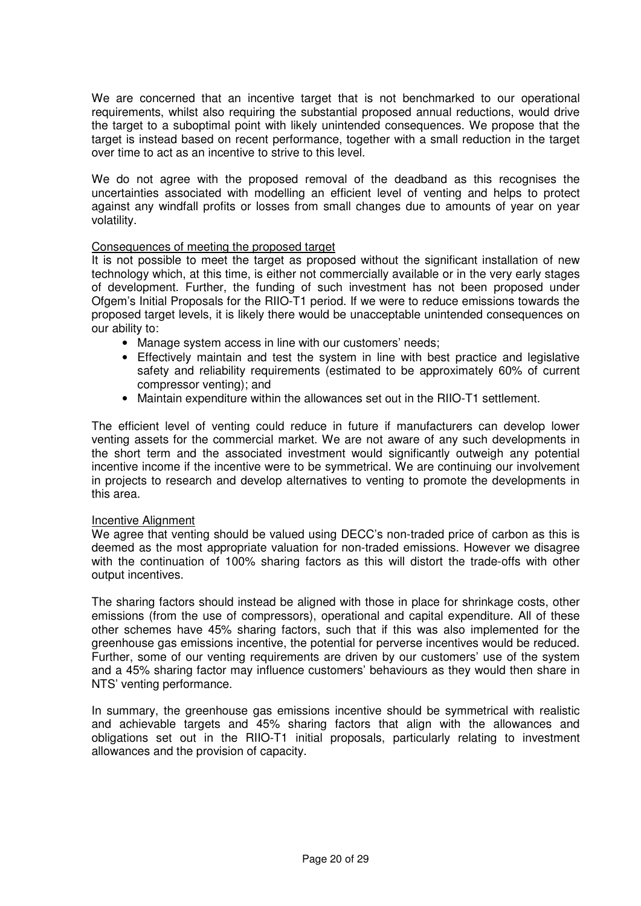We are concerned that an incentive target that is not benchmarked to our operational requirements, whilst also requiring the substantial proposed annual reductions, would drive the target to a suboptimal point with likely unintended consequences. We propose that the target is instead based on recent performance, together with a small reduction in the target over time to act as an incentive to strive to this level.

We do not agree with the proposed removal of the deadband as this recognises the uncertainties associated with modelling an efficient level of venting and helps to protect against any windfall profits or losses from small changes due to amounts of year on year volatility.

<u>Consequences of meeting the proposed target</u>

It is not possible to meet the target as proposed without the significant installation of new technology which, at this time, is either not commercially available or in the very early stages of development. Further, the funding of such investment has not been proposed under Ofgem's Initial Proposals for the RIIO-T1 period. If we were to reduce emissions towards the proposed target levels, it is likely there would be unacceptable unintended consequences on our ability to:

- Manage system access in line with our customers' needs;
- Effectively maintain and test the system in line with best practice and legislative safety and reliability requirements (estimated to be approximately 60% of current compressor venting); and
- Maintain expenditure within the allowances set out in the RIIO-T1 settlement.

The efficient level of venting could reduce in future if manufacturers can develop lower venting assets for the commercial market. We are not aware of any such developments in the short term and the associated investment would significantly outweigh any potential incentive income if the incentive were to be symmetrical. We are continuing our involvement in projects to research and develop alternatives to venting to promote the developments in this area.

<u>Incentive Alignment</u>

We agree that venting should be valued using DECC's non-traded price of carbon as this is deemed as the most appropriate valuation for non-traded emissions. However we disagree with the continuation of 100% sharing factors as this will distort the trade-offs with other output incentives.

The sharing factors should instead be aligned with those in place for shrinkage costs, other emissions (from the use of compressors), operational and capital expenditure. All of these other schemes have 45% sharing factors, such that if this was also implemented for the greenhouse gas emissions incentive, the potential for perverse incentives would be reduced. Further, some of our venting requirements are driven by our customers' use of the system and a 45% sharing factor may influence customers' behaviours as they would then share in NTS' venting performance.

In summary, the greenhouse gas emissions incentive should be symmetrical with realistic and achievable targets and 45% sharing factors that align with the allowances and obligations set out in the RIIO-T1 initial proposals, particularly relating to investment allowances and the provision of capacity.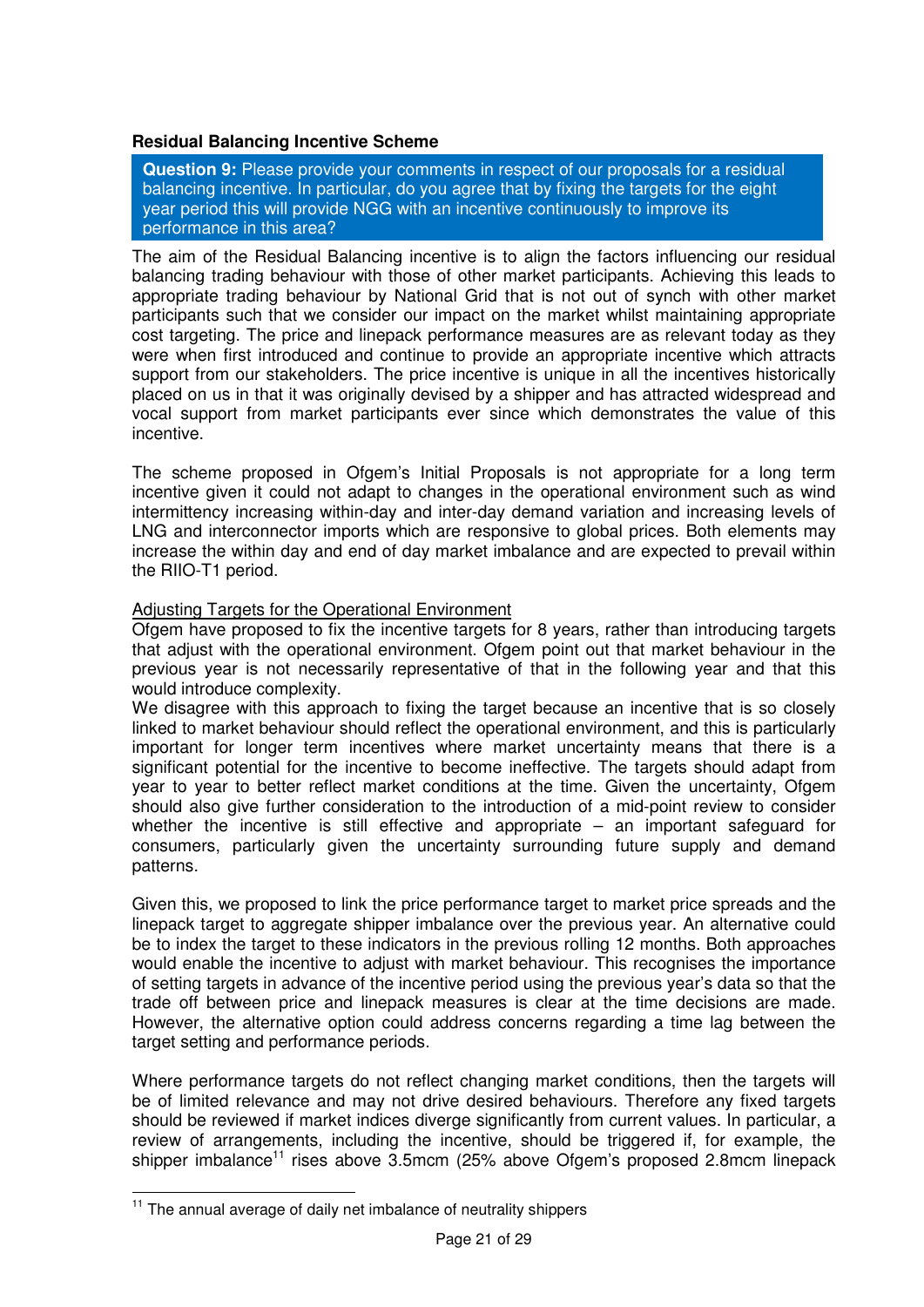**Residual Balancing Incentive Scheme**

**Question 9:** Please provide your comments in respect of our proposals for a residual balancing incentive. In particular, do you agree that by fixing the targets for the eight year period this will provide NGG with an incentive continuously to improve its performance in this area?

The aim of the Residual Balancing incentive is to align the factors influencing our residual balancing trading behaviour with those of other market participants. Achieving this leads to appropriate trading behaviour by National Grid that is not out of synch with other market participants such that we consider our impact on the market whilst maintaining appropriate cost targeting. The price and linepack performance measures are as relevant today as they were when first introduced and continue to provide an appropriate incentive which attracts support from our stakeholders. The price incentive is unique in all the incentives historically placed on us in that it was originally devised by a shipper and has attracted widespread and vocal support from market participants ever since which demonstrates the value of this incentive.

The scheme proposed in Ofgem's Initial Proposals is not appropriate for a long term incentive given it could not adapt to changes in the operational environment such as wind intermittency increasing within-day and inter-day demand variation and increasing levels of LNG and interconnector imports which are responsive to global prices. Both elements may increase the within day and end of day market imbalance and are expected to prevail within the RIIO-T1 period.

Adjusting Targets for the Operational Environment

Ofgem have proposed to fix the incentive targets for 8 years, rather than introducing targets that adjust with the operational environment. Ofgem point out that market behaviour in the previous year is not necessarily representative of that in the following year and that this would introduce complexity.

We disagree with this approach to fixing the target because an incentive that is so closely linked to market behaviour should reflect the operational environment, and this is particularly important for longer term incentives where market uncertainty means that there is a significant potential for the incentive to become ineffective. The targets should adapt from year to year to better reflect market conditions at the time. Given the uncertainty, Ofgem should also give further consideration to the introduction of a mid-point review to consider whether the incentive is still effective and appropriate – an important safeguard for consumers, particularly given the uncertainty surrounding future supply and demand patterns.

Given this, we proposed to link the price performance target to market price spreads and the linepack target to aggregate shipper imbalance over the previous year. An alternative could be to index the target to these indicators in the previous rolling 12 months. Both approaches would enable the incentive to adjust with market behaviour. This recognises the importance of setting targets in advance of the incentive period using the previous year's data so that the trade off between price and linepack measures is clear at the time decisions are made. However, the alternative option could address concerns regarding a time lag between the target setting and performance periods.

Where performance targets do not reflect changing market conditions, then the targets will be of limited relevance and may not drive desired behaviours. Therefore any fixed targets should be reviewed if market indices diverge significantly from current values. In particular, a review of arrangements, including the incentive, should be triggered if, for example, the shipper imbalance[11] rises above 3.5mcm (25% above Ofgem's proposed 2.8mcm linepack

[11] The annual average of daily net imbalance of neutrality shippers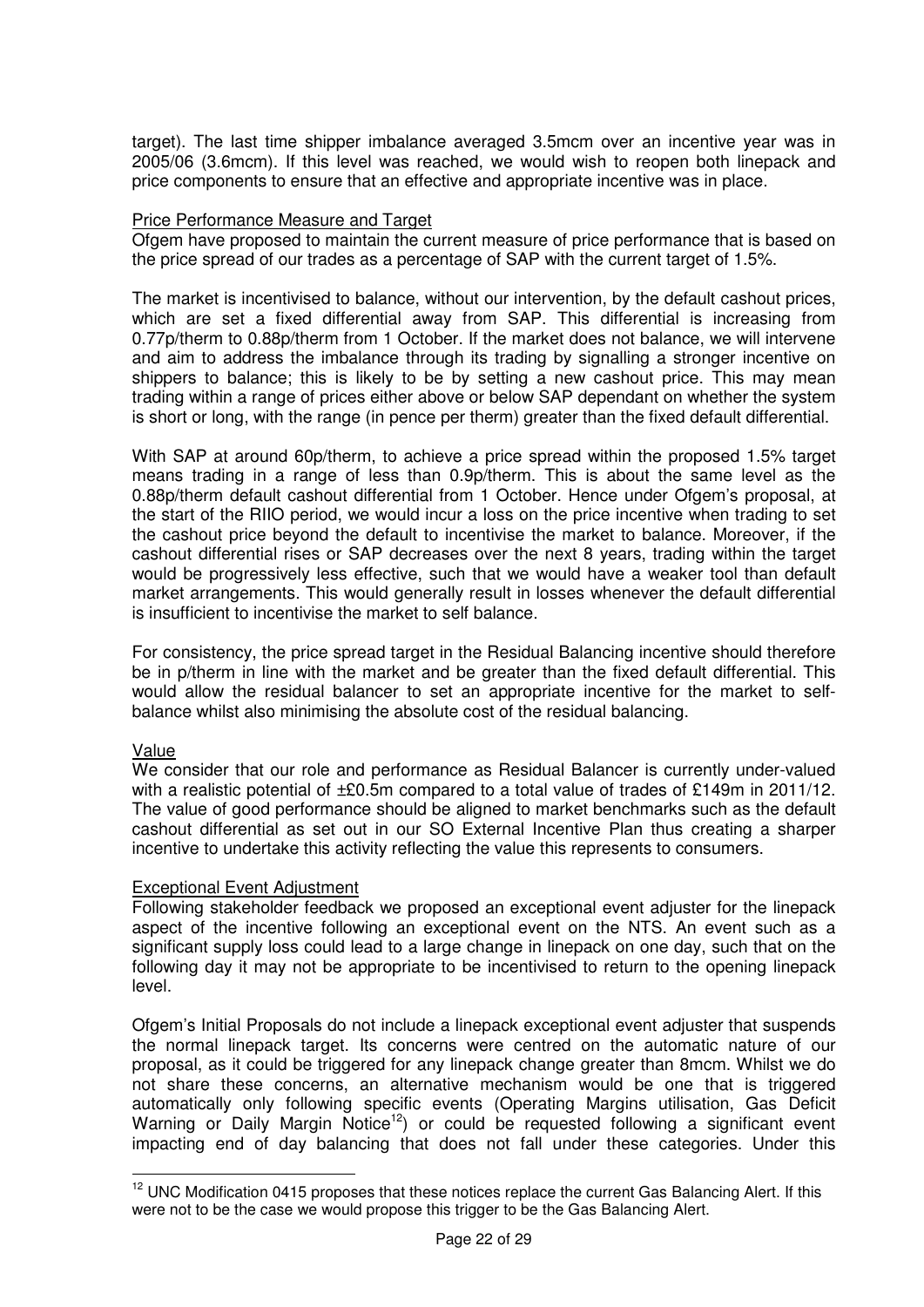target). The last time shipper imbalance averaged 3.5mcm over an incentive year was in 2005/06 (3.6mcm). If this level was reached, we would wish to reopen both linepack and price components to ensure that an effective and appropriate incentive was in place.

Price Performance Measure and Target

Ofgem have proposed to maintain the current measure of price performance that is based on the price spread of our trades as a percentage of SAP with the current target of 1.5%.

The market is incentivised to balance, without our intervention, by the default cashout prices, which are set a fixed differential away from SAP. This differential is increasing from 0.77p/therm to 0.88p/therm from 1 October. If the market does not balance, we will intervene and aim to address the imbalance through its trading by signalling a stronger incentive on shippers to balance; this is likely to be by setting a new cashout price. This may mean trading within a range of prices either above or below SAP dependant on whether the system is short or long, with the range (in pence per therm) greater than the fixed default differential.

With SAP at around 60p/therm, to achieve a price spread within the proposed 1.5% target means trading in a range of less than 0.9p/therm. This is about the same level as the 0.88p/therm default cashout differential from 1 October. Hence under Ofgem's proposal, at the start of the RIIO period, we would incur a loss on the price incentive when trading to set the cashout price beyond the default to incentivise the market to balance. Moreover, if the cashout differential rises or SAP decreases over the next 8 years, trading within the target would be progressively less effective, such that we would have a weaker tool than default market arrangements. This would generally result in losses whenever the default differential is insufficient to incentivise the market to self balance.

For consistency, the price spread target in the Residual Balancing incentive should therefore be in p/therm in line with the market and be greater than the fixed default differential. This would allow the residual balancer to set an appropriate incentive for the market to self-balance whilst also minimising the absolute cost of the residual balancing.

Value

We consider that our role and performance as Residual Balancer is currently under-valued with a realistic potential of ±£0.5m compared to a total value of trades of £149m in 2011/12. The value of good performance should be aligned to market benchmarks such as the default cashout differential as set out in our SO External Incentive Plan thus creating a sharper incentive to undertake this activity reflecting the value this represents to consumers.

Exceptional Event Adjustment

Following stakeholder feedback we proposed an exceptional event adjuster for the linepack aspect of the incentive following an exceptional event on the NTS. An event such as a significant supply loss could lead to a large change in linepack on one day, such that on the following day it may not be appropriate to be incentivised to return to the opening linepack level.

Ofgem's Initial Proposals do not include a linepack exceptional event adjuster that suspends the normal linepack target. Its concerns were centred on the automatic nature of our proposal, as it could be triggered for any linepack change greater than 8mcm. Whilst we do not share these concerns, an alternative mechanism would be one that is triggered automatically only following specific events (Operating Margins utilisation, Gas Deficit Warning or Daily Margin Notice[12]) or could be requested following a significant event impacting end of day balancing that does not fall under these categories. Under this

[12] UNC Modification 0415 proposes that these notices replace the current Gas Balancing Alert. If this were not to be the case we would propose this trigger to be the Gas Balancing Alert.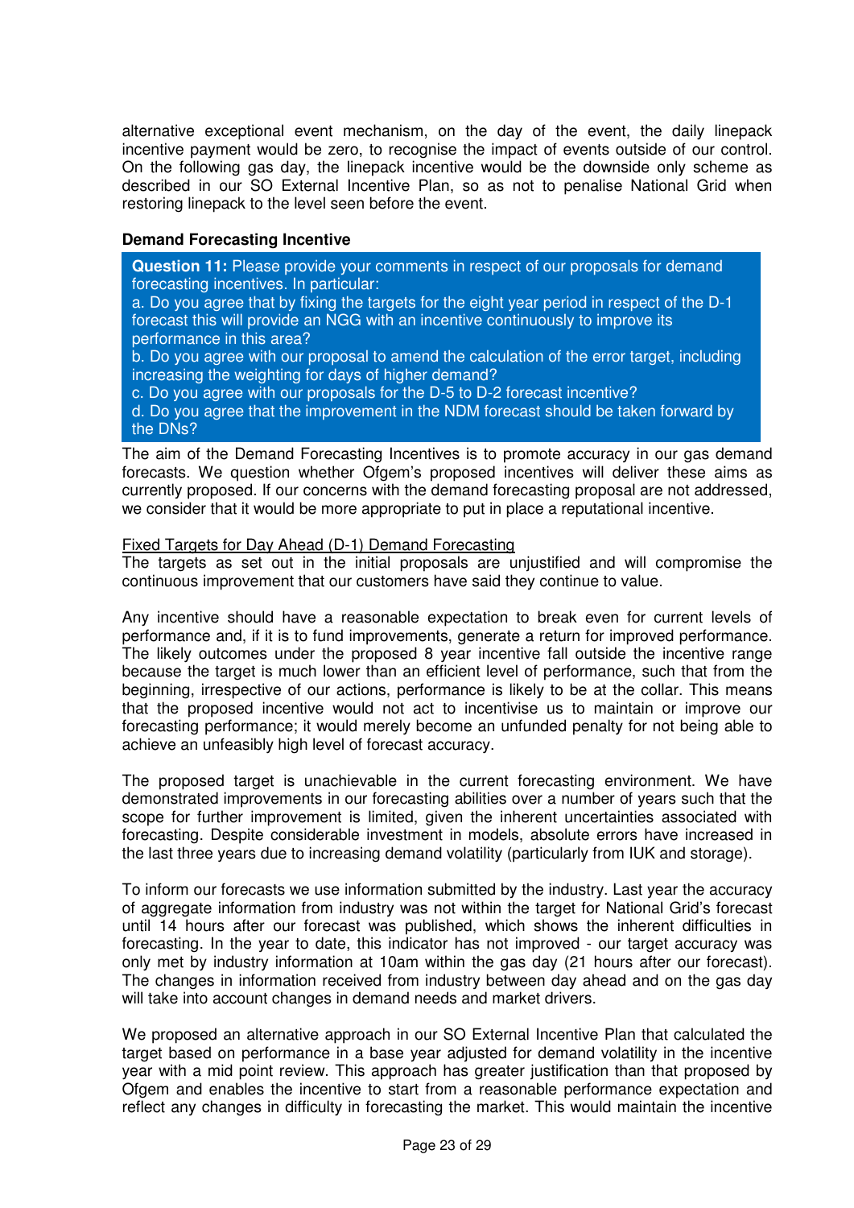alternative exceptional event mechanism, on the day of the event, the daily linepack incentive payment would be zero, to recognise the impact of events outside of our control. On the following gas day, the linepack incentive would be the downside only scheme as described in our SO External Incentive Plan, so as not to penalise National Grid when restoring linepack to the level seen before the event.

**Demand Forecasting Incentive**

> **Question 11:** Please provide your comments in respect of our proposals for demand forecasting incentives. In particular:
> a. Do you agree that by fixing the targets for the eight year period in respect of the D-1 forecast this will provide an NGG with an incentive continuously to improve its performance in this area?
> b. Do you agree with our proposal to amend the calculation of the error target, including increasing the weighting for days of higher demand?
> c. Do you agree with our proposals for the D-5 to D-2 forecast incentive?
> d. Do you agree that the improvement in the NDM forecast should be taken forward by the DNs?

The aim of the Demand Forecasting Incentives is to promote accuracy in our gas demand forecasts. We question whether Ofgem's proposed incentives will deliver these aims as currently proposed. If our concerns with the demand forecasting proposal are not addressed, we consider that it would be more appropriate to put in place a reputational incentive.

<u>Fixed Targets for Day Ahead (D-1) Demand Forecasting</u>

The targets as set out in the initial proposals are unjustified and will compromise the continuous improvement that our customers have said they continue to value.

Any incentive should have a reasonable expectation to break even for current levels of performance and, if it is to fund improvements, generate a return for improved performance. The likely outcomes under the proposed 8 year incentive fall outside the incentive range because the target is much lower than an efficient level of performance, such that from the beginning, irrespective of our actions, performance is likely to be at the collar. This means that the proposed incentive would not act to incentivise us to maintain or improve our forecasting performance; it would merely become an unfunded penalty for not being able to achieve an unfeasibly high level of forecast accuracy.

The proposed target is unachievable in the current forecasting environment. We have demonstrated improvements in our forecasting abilities over a number of years such that the scope for further improvement is limited, given the inherent uncertainties associated with forecasting. Despite considerable investment in models, absolute errors have increased in the last three years due to increasing demand volatility (particularly from IUK and storage).

To inform our forecasts we use information submitted by the industry. Last year the accuracy of aggregate information from industry was not within the target for National Grid's forecast until 14 hours after our forecast was published, which shows the inherent difficulties in forecasting. In the year to date, this indicator has not improved - our target accuracy was only met by industry information at 10am within the gas day (21 hours after our forecast). The changes in information received from industry between day ahead and on the gas day will take into account changes in demand needs and market drivers.

We proposed an alternative approach in our SO External Incentive Plan that calculated the target based on performance in a base year adjusted for demand volatility in the incentive year with a mid point review. This approach has greater justification than that proposed by Ofgem and enables the incentive to start from a reasonable performance expectation and reflect any changes in difficulty in forecasting the market. This would maintain the incentive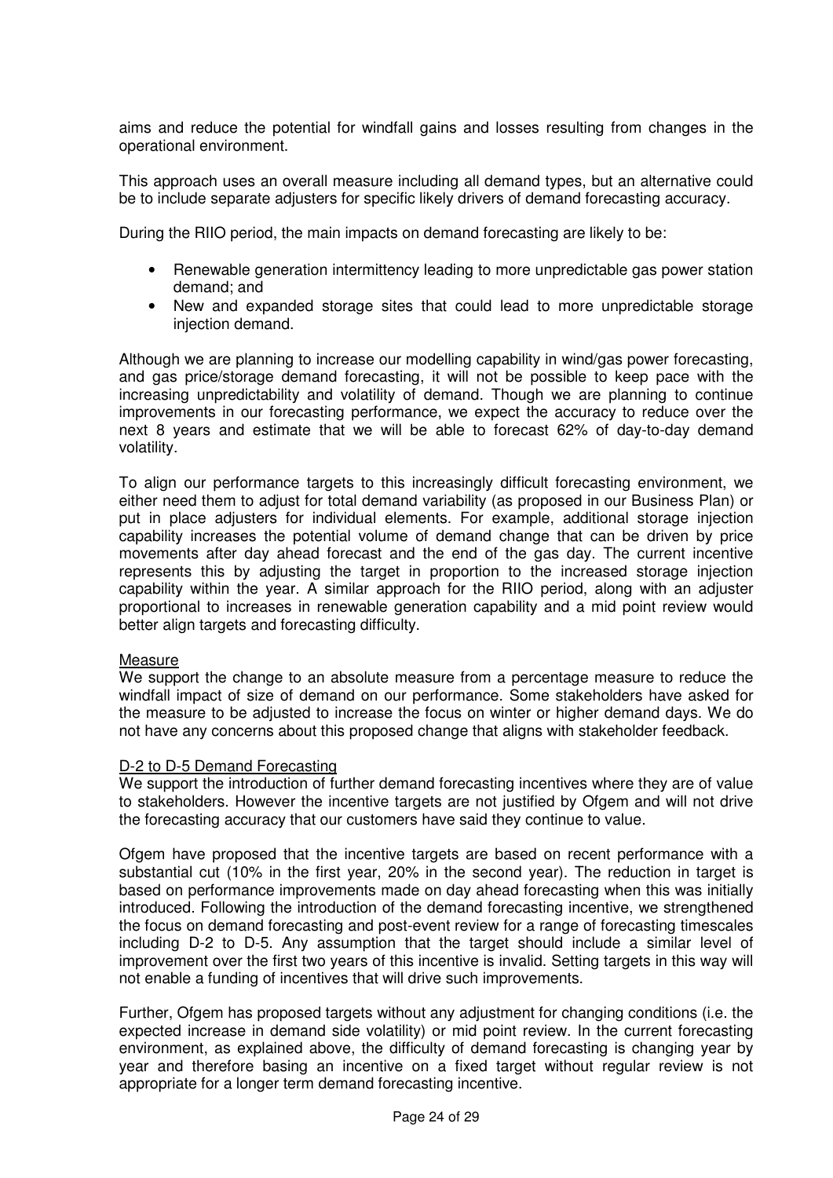aims and reduce the potential for windfall gains and losses resulting from changes in the operational environment.

This approach uses an overall measure including all demand types, but an alternative could be to include separate adjusters for specific likely drivers of demand forecasting accuracy.

During the RIIO period, the main impacts on demand forecasting are likely to be:

- Renewable generation intermittency leading to more unpredictable gas power station demand; and
- New and expanded storage sites that could lead to more unpredictable storage injection demand.

Although we are planning to increase our modelling capability in wind/gas power forecasting, and gas price/storage demand forecasting, it will not be possible to keep pace with the increasing unpredictability and volatility of demand. Though we are planning to continue improvements in our forecasting performance, we expect the accuracy to reduce over the next 8 years and estimate that we will be able to forecast 62% of day-to-day demand volatility.

To align our performance targets to this increasingly difficult forecasting environment, we either need them to adjust for total demand variability (as proposed in our Business Plan) or put in place adjusters for individual elements. For example, additional storage injection capability increases the potential volume of demand change that can be driven by price movements after day ahead forecast and the end of the gas day. The current incentive represents this by adjusting the target in proportion to the increased storage injection capability within the year. A similar approach for the RIIO period, along with an adjuster proportional to increases in renewable generation capability and a mid point review would better align targets and forecasting difficulty.

<u>Measure</u>

We support the change to an absolute measure from a percentage measure to reduce the windfall impact of size of demand on our performance. Some stakeholders have asked for the measure to be adjusted to increase the focus on winter or higher demand days. We do not have any concerns about this proposed change that aligns with stakeholder feedback.

<u>D-2 to D-5 Demand Forecasting</u>

We support the introduction of further demand forecasting incentives where they are of value to stakeholders. However the incentive targets are not justified by Ofgem and will not drive the forecasting accuracy that our customers have said they continue to value.

Ofgem have proposed that the incentive targets are based on recent performance with a substantial cut (10% in the first year, 20% in the second year). The reduction in target is based on performance improvements made on day ahead forecasting when this was initially introduced. Following the introduction of the demand forecasting incentive, we strengthened the focus on demand forecasting and post-event review for a range of forecasting timescales including D-2 to D-5. Any assumption that the target should include a similar level of improvement over the first two years of this incentive is invalid. Setting targets in this way will not enable a funding of incentives that will drive such improvements.

Further, Ofgem has proposed targets without any adjustment for changing conditions (i.e. the expected increase in demand side volatility) or mid point review. In the current forecasting environment, as explained above, the difficulty of demand forecasting is changing year by year and therefore basing an incentive on a fixed target without regular review is not appropriate for a longer term demand forecasting incentive.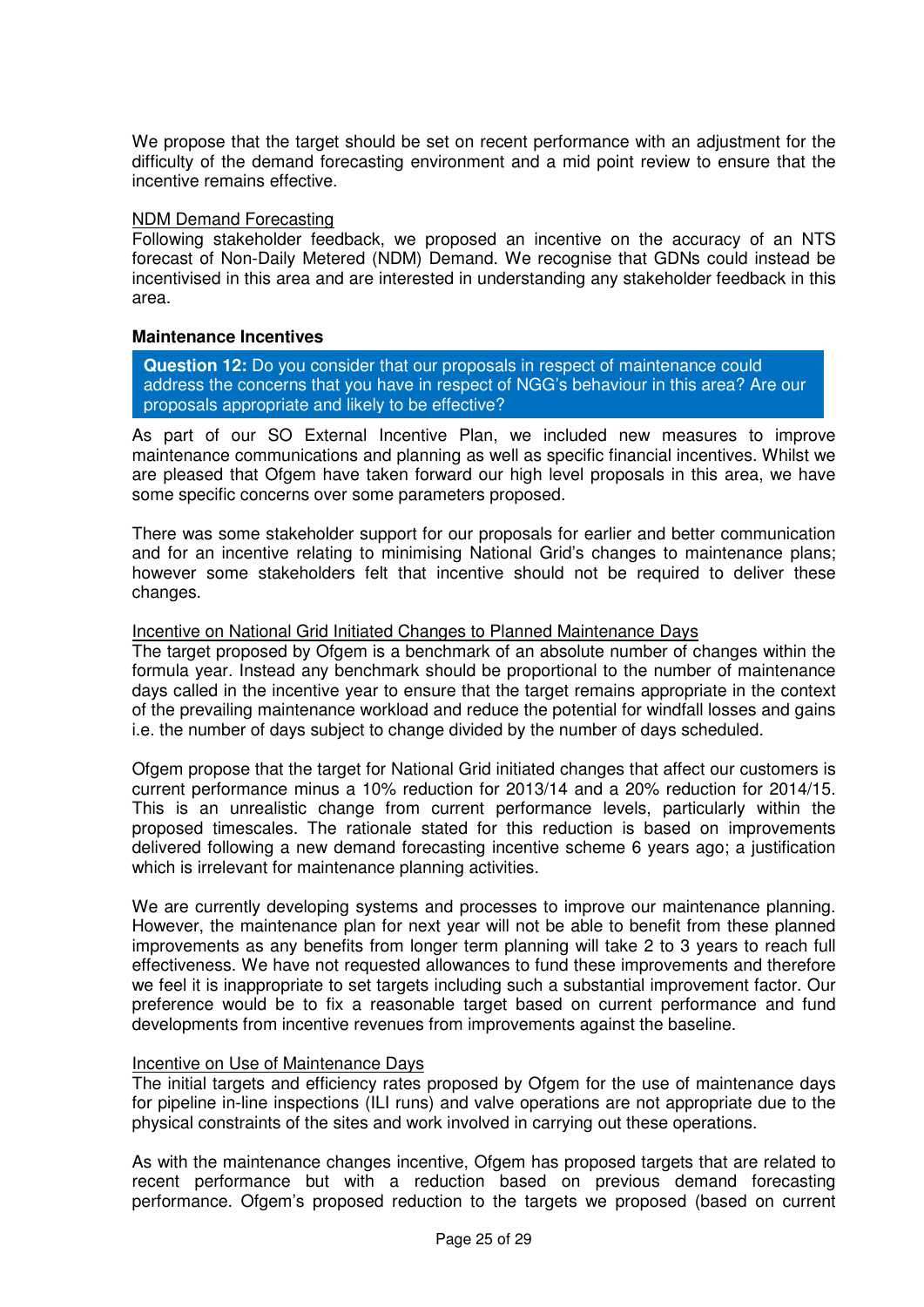We propose that the target should be set on recent performance with an adjustment for the difficulty of the demand forecasting environment and a mid point review to ensure that the incentive remains effective.

NDM Demand Forecasting

Following stakeholder feedback, we proposed an incentive on the accuracy of an NTS forecast of Non-Daily Metered (NDM) Demand. We recognise that GDNs could instead be incentivised in this area and are interested in understanding any stakeholder feedback in this area.

**Maintenance Incentives**

> **Question 12:** Do you consider that our proposals in respect of maintenance could address the concerns that you have in respect of NGG's behaviour in this area? Are our proposals appropriate and likely to be effective?

As part of our SO External Incentive Plan, we included new measures to improve maintenance communications and planning as well as specific financial incentives. Whilst we are pleased that Ofgem have taken forward our high level proposals in this area, we have some specific concerns over some parameters proposed.

There was some stakeholder support for our proposals for earlier and better communication and for an incentive relating to minimising National Grid's changes to maintenance plans; however some stakeholders felt that incentive should not be required to deliver these changes.

Incentive on National Grid Initiated Changes to Planned Maintenance Days

The target proposed by Ofgem is a benchmark of an absolute number of changes within the formula year. Instead any benchmark should be proportional to the number of maintenance days called in the incentive year to ensure that the target remains appropriate in the context of the prevailing maintenance workload and reduce the potential for windfall losses and gains i.e. the number of days subject to change divided by the number of days scheduled.

Ofgem propose that the target for National Grid initiated changes that affect our customers is current performance minus a 10% reduction for 2013/14 and a 20% reduction for 2014/15. This is an unrealistic change from current performance levels, particularly within the proposed timescales. The rationale stated for this reduction is based on improvements delivered following a new demand forecasting incentive scheme 6 years ago; a justification which is irrelevant for maintenance planning activities.

We are currently developing systems and processes to improve our maintenance planning. However, the maintenance plan for next year will not be able to benefit from these planned improvements as any benefits from longer term planning will take 2 to 3 years to reach full effectiveness. We have not requested allowances to fund these improvements and therefore we feel it is inappropriate to set targets including such a substantial improvement factor. Our preference would be to fix a reasonable target based on current performance and fund developments from incentive revenues from improvements against the baseline.

Incentive on Use of Maintenance Days

The initial targets and efficiency rates proposed by Ofgem for the use of maintenance days for pipeline in-line inspections (ILI runs) and valve operations are not appropriate due to the physical constraints of the sites and work involved in carrying out these operations.

As with the maintenance changes incentive, Ofgem has proposed targets that are related to recent performance but with a reduction based on previous demand forecasting performance. Ofgem's proposed reduction to the targets we proposed (based on current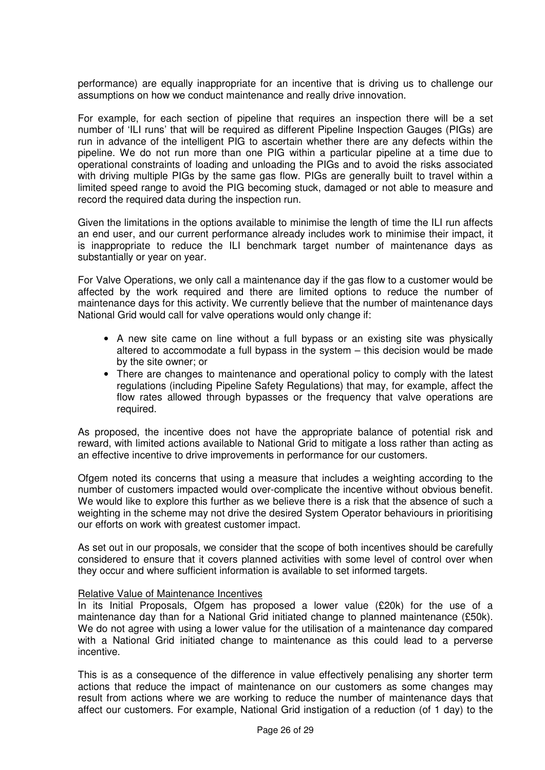performance) are equally inappropriate for an incentive that is driving us to challenge our assumptions on how we conduct maintenance and really drive innovation.

For example, for each section of pipeline that requires an inspection there will be a set number of 'ILI runs' that will be required as different Pipeline Inspection Gauges (PIGs) are run in advance of the intelligent PIG to ascertain whether there are any defects within the pipeline. We do not run more than one PIG within a particular pipeline at a time due to operational constraints of loading and unloading the PIGs and to avoid the risks associated with driving multiple PIGs by the same gas flow. PIGs are generally built to travel within a limited speed range to avoid the PIG becoming stuck, damaged or not able to measure and record the required data during the inspection run.

Given the limitations in the options available to minimise the length of time the ILI run affects an end user, and our current performance already includes work to minimise their impact, it is inappropriate to reduce the ILI benchmark target number of maintenance days as substantially or year on year.

For Valve Operations, we only call a maintenance day if the gas flow to a customer would be affected by the work required and there are limited options to reduce the number of maintenance days for this activity. We currently believe that the number of maintenance days National Grid would call for valve operations would only change if:

- A new site came on line without a full bypass or an existing site was physically altered to accommodate a full bypass in the system – this decision would be made by the site owner; or
- There are changes to maintenance and operational policy to comply with the latest regulations (including Pipeline Safety Regulations) that may, for example, affect the flow rates allowed through bypasses or the frequency that valve operations are required.

As proposed, the incentive does not have the appropriate balance of potential risk and reward, with limited actions available to National Grid to mitigate a loss rather than acting as an effective incentive to drive improvements in performance for our customers.

Ofgem noted its concerns that using a measure that includes a weighting according to the number of customers impacted would over-complicate the incentive without obvious benefit. We would like to explore this further as we believe there is a risk that the absence of such a weighting in the scheme may not drive the desired System Operator behaviours in prioritising our efforts on work with greatest customer impact.

As set out in our proposals, we consider that the scope of both incentives should be carefully considered to ensure that it covers planned activities with some level of control over when they occur and where sufficient information is available to set informed targets.

<u>Relative Value of Maintenance Incentives</u>

In its Initial Proposals, Ofgem has proposed a lower value (£20k) for the use of a maintenance day than for a National Grid initiated change to planned maintenance (£50k). We do not agree with using a lower value for the utilisation of a maintenance day compared with a National Grid initiated change to maintenance as this could lead to a perverse incentive.

This is as a consequence of the difference in value effectively penalising any shorter term actions that reduce the impact of maintenance on our customers as some changes may result from actions where we are working to reduce the number of maintenance days that affect our customers. For example, National Grid instigation of a reduction (of 1 day) to the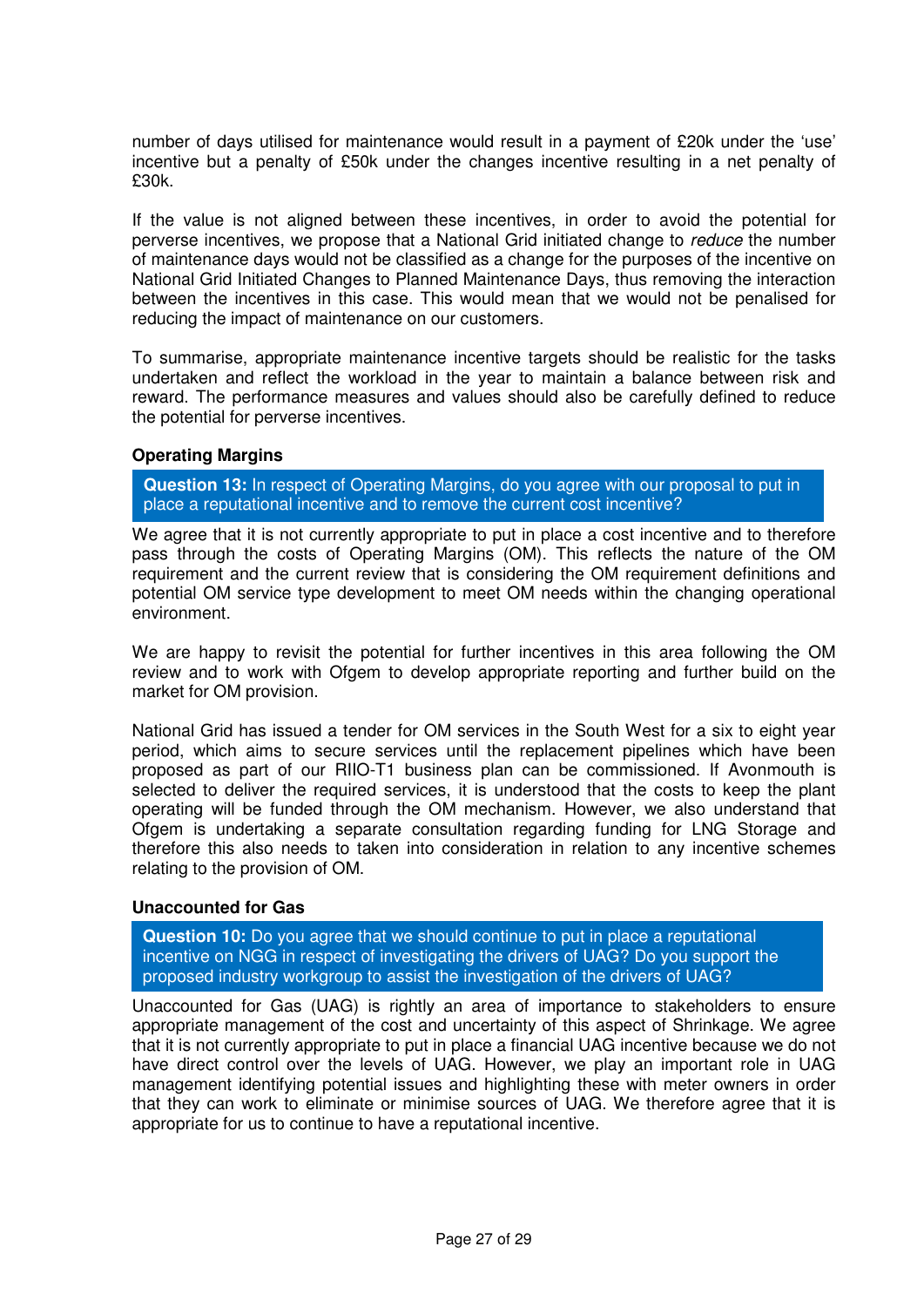number of days utilised for maintenance would result in a payment of £20k under the 'use' incentive but a penalty of £50k under the changes incentive resulting in a net penalty of £30k.

If the value is not aligned between these incentives, in order to avoid the potential for perverse incentives, we propose that a National Grid initiated change to *reduce* the number of maintenance days would not be classified as a change for the purposes of the incentive on National Grid Initiated Changes to Planned Maintenance Days, thus removing the interaction between the incentives in this case. This would mean that we would not be penalised for reducing the impact of maintenance on our customers.

To summarise, appropriate maintenance incentive targets should be realistic for the tasks undertaken and reflect the workload in the year to maintain a balance between risk and reward. The performance measures and values should also be carefully defined to reduce the potential for perverse incentives.

**Operating Margins**

> **Question 13:** In respect of Operating Margins, do you agree with our proposal to put in place a reputational incentive and to remove the current cost incentive?

We agree that it is not currently appropriate to put in place a cost incentive and to therefore pass through the costs of Operating Margins (OM). This reflects the nature of the OM requirement and the current review that is considering the OM requirement definitions and potential OM service type development to meet OM needs within the changing operational environment.

We are happy to revisit the potential for further incentives in this area following the OM review and to work with Ofgem to develop appropriate reporting and further build on the market for OM provision.

National Grid has issued a tender for OM services in the South West for a six to eight year period, which aims to secure services until the replacement pipelines which have been proposed as part of our RIIO-T1 business plan can be commissioned. If Avonmouth is selected to deliver the required services, it is understood that the costs to keep the plant operating will be funded through the OM mechanism. However, we also understand that Ofgem is undertaking a separate consultation regarding funding for LNG Storage and therefore this also needs to taken into consideration in relation to any incentive schemes relating to the provision of OM.

**Unaccounted for Gas**

> **Question 10:** Do you agree that we should continue to put in place a reputational incentive on NGG in respect of investigating the drivers of UAG? Do you support the proposed industry workgroup to assist the investigation of the drivers of UAG?

Unaccounted for Gas (UAG) is rightly an area of importance to stakeholders to ensure appropriate management of the cost and uncertainty of this aspect of Shrinkage. We agree that it is not currently appropriate to put in place a financial UAG incentive because we do not have direct control over the levels of UAG. However, we play an important role in UAG management identifying potential issues and highlighting these with meter owners in order that they can work to eliminate or minimise sources of UAG. We therefore agree that it is appropriate for us to continue to have a reputational incentive.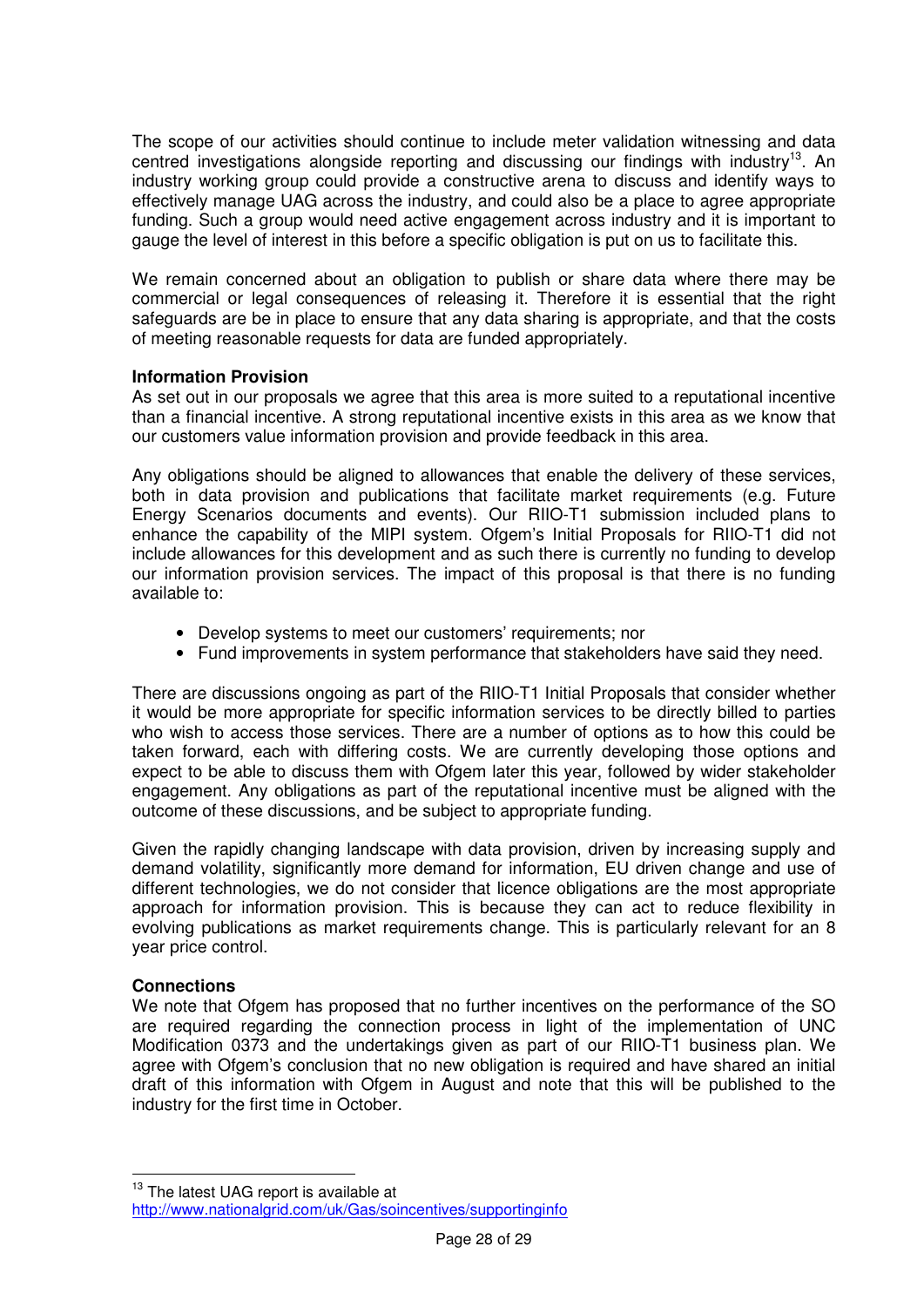The scope of our activities should continue to include meter validation witnessing and data centred investigations alongside reporting and discussing our findings with industry[13]. An industry working group could provide a constructive arena to discuss and identify ways to effectively manage UAG across the industry, and could also be a place to agree appropriate funding. Such a group would need active engagement across industry and it is important to gauge the level of interest in this before a specific obligation is put on us to facilitate this.

We remain concerned about an obligation to publish or share data where there may be commercial or legal consequences of releasing it. Therefore it is essential that the right safeguards are be in place to ensure that any data sharing is appropriate, and that the costs of meeting reasonable requests for data are funded appropriately.

**Information Provision**

As set out in our proposals we agree that this area is more suited to a reputational incentive than a financial incentive. A strong reputational incentive exists in this area as we know that our customers value information provision and provide feedback in this area.

Any obligations should be aligned to allowances that enable the delivery of these services, both in data provision and publications that facilitate market requirements (e.g. Future Energy Scenarios documents and events). Our RIIO-T1 submission included plans to enhance the capability of the MIPI system. Ofgem's Initial Proposals for RIIO-T1 did not include allowances for this development and as such there is currently no funding to develop our information provision services. The impact of this proposal is that there is no funding available to:

- Develop systems to meet our customers' requirements; nor
- Fund improvements in system performance that stakeholders have said they need.

There are discussions ongoing as part of the RIIO-T1 Initial Proposals that consider whether it would be more appropriate for specific information services to be directly billed to parties who wish to access those services. There are a number of options as to how this could be taken forward, each with differing costs. We are currently developing those options and expect to be able to discuss them with Ofgem later this year, followed by wider stakeholder engagement. Any obligations as part of the reputational incentive must be aligned with the outcome of these discussions, and be subject to appropriate funding.

Given the rapidly changing landscape with data provision, driven by increasing supply and demand volatility, significantly more demand for information, EU driven change and use of different technologies, we do not consider that licence obligations are the most appropriate approach for information provision. This is because they can act to reduce flexibility in evolving publications as market requirements change. This is particularly relevant for an 8 year price control.

**Connections**

We note that Ofgem has proposed that no further incentives on the performance of the SO are required regarding the connection process in light of the implementation of UNC Modification 0373 and the undertakings given as part of our RIIO-T1 business plan. We agree with Ofgem's conclusion that no new obligation is required and have shared an initial draft of this information with Ofgem in August and note that this will be published to the industry for the first time in October.

---

[13] The latest UAG report is available at http://www.nationalgrid.com/uk/Gas/soincentives/supportinginfo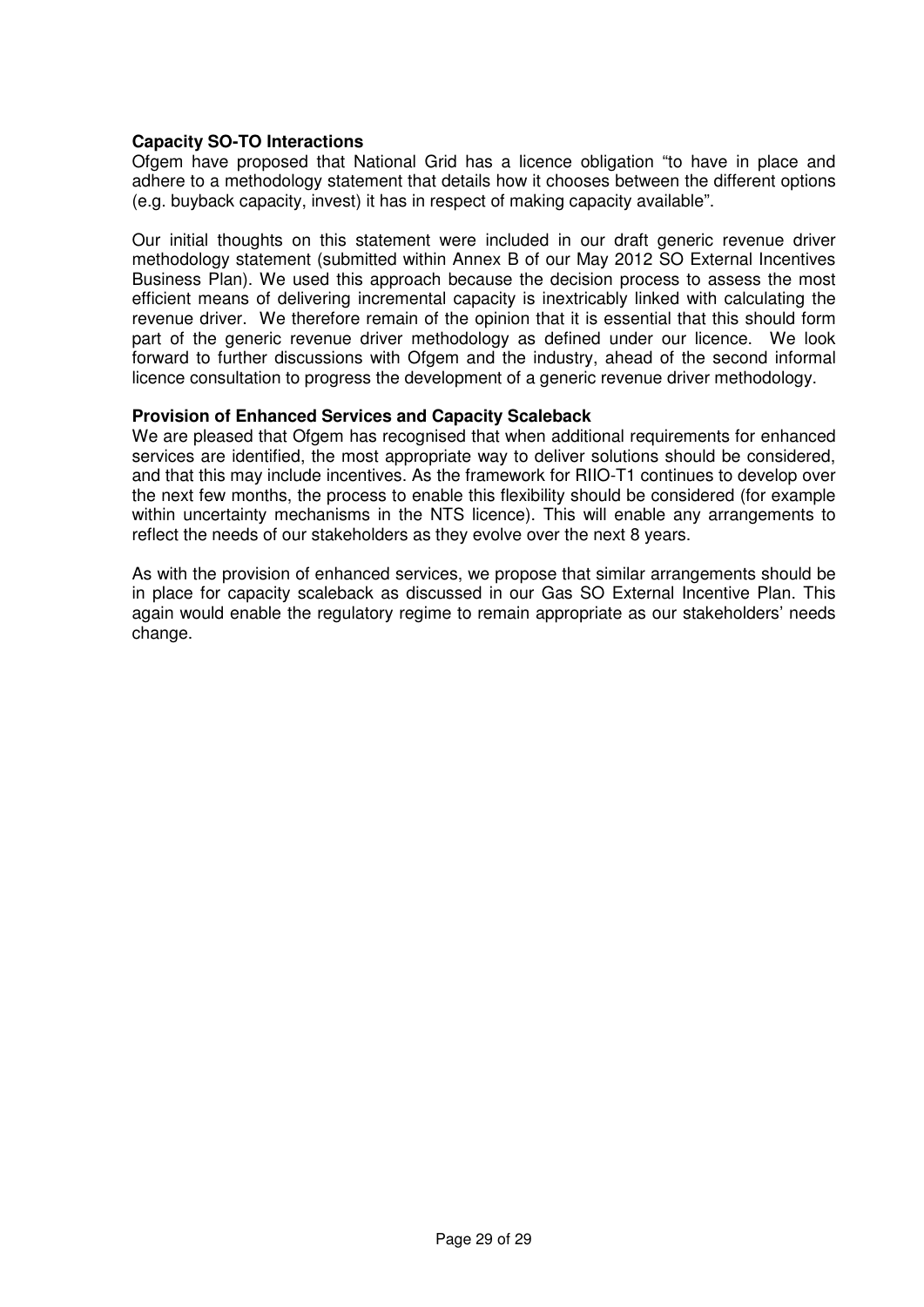**Capacity SO-TO Interactions**

Ofgem have proposed that National Grid has a licence obligation "to have in place and adhere to a methodology statement that details how it chooses between the different options (e.g. buyback capacity, invest) it has in respect of making capacity available".

Our initial thoughts on this statement were included in our draft generic revenue driver methodology statement (submitted within Annex B of our May 2012 SO External Incentives Business Plan). We used this approach because the decision process to assess the most efficient means of delivering incremental capacity is inextricably linked with calculating the revenue driver. We therefore remain of the opinion that it is essential that this should form part of the generic revenue driver methodology as defined under our licence. We look forward to further discussions with Ofgem and the industry, ahead of the second informal licence consultation to progress the development of a generic revenue driver methodology.

**Provision of Enhanced Services and Capacity Scaleback**

We are pleased that Ofgem has recognised that when additional requirements for enhanced services are identified, the most appropriate way to deliver solutions should be considered, and that this may include incentives. As the framework for RIIO-T1 continues to develop over the next few months, the process to enable this flexibility should be considered (for example within uncertainty mechanisms in the NTS licence). This will enable any arrangements to reflect the needs of our stakeholders as they evolve over the next 8 years.

As with the provision of enhanced services, we propose that similar arrangements should be in place for capacity scaleback as discussed in our Gas SO External Incentive Plan. This again would enable the regulatory regime to remain appropriate as our stakeholders' needs change.